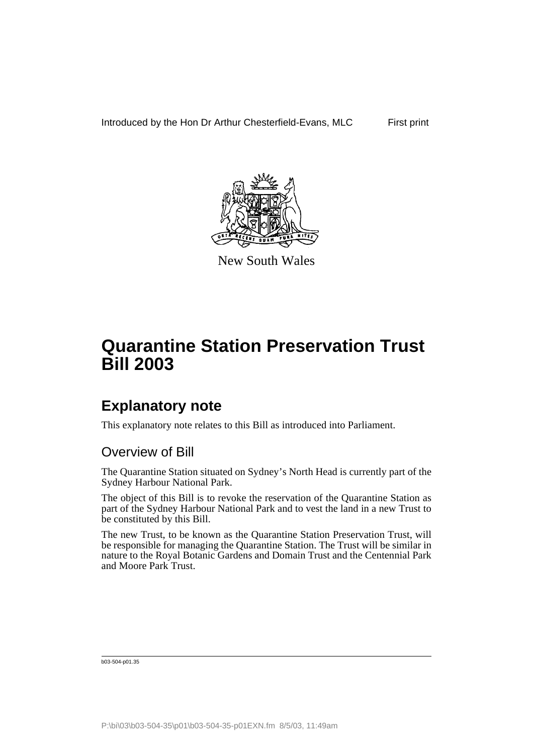Introduced by the Hon Dr Arthur Chesterfield-Evans, MLC First print

New South Wales

# Quarantine Station Preservation Trust Bill 2003

## Explanatory note

This explanatory note relates to this Bill as introduced into Parliament.

### Overview of Bill

The Quarantine Station situated on Sydney's North Head is currently part of the Sydney Harbour National Park.

The object of this Bill is to revoke the reservation of the Quarantine Station as part of the Sydney Harbour National Park and to vest the land in a new Trust to be constituted by this Bill.

The new Trust, to be known as the Quarantine Station Preservation Trust, will be responsible for managing the Quarantine Station. The Trust will be similar in nature to the Royal Botanic Gardens and Domain Trust and the Centennial Park and Moore Park Trust.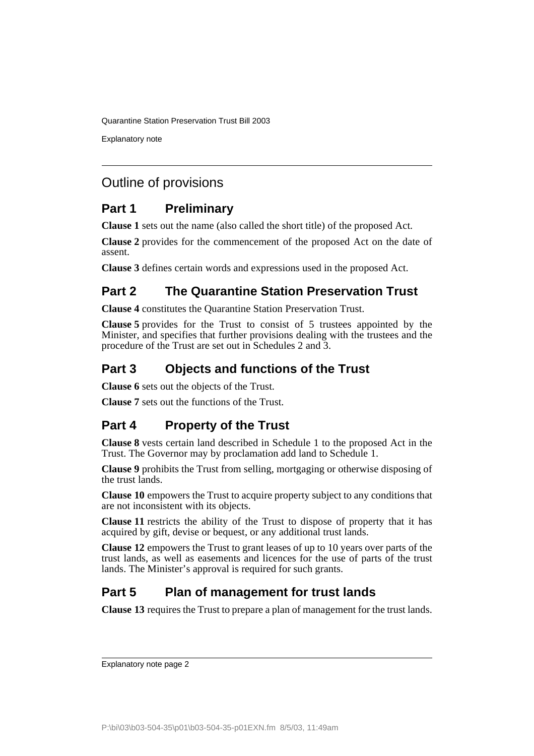## Outline of provisions

### Part 1 Preliminary

**Clause 1** sets out the name (also called the short title) of the proposed Act.

**Clause 2** provides for the commencement of the proposed Act on the date of assent.

**Clause 3** defines certain words and expressions used in the proposed Act.

### Part 2 The Quarantine Station Preservation Trust

**Clause 4** constitutes the Quarantine Station Preservation Trust.

**Clause 5** provides for the Trust to consist of 5 trustees appointed by the Minister, and specifies that further provisions dealing with the trustees and the procedure of the Trust are set out in Schedules 2 and 3.

### Part 3 Objects and functions of the Trust

**Clause 6** sets out the objects of the Trust.

**Clause 7** sets out the functions of the Trust.

### Part 4 Property of the Trust

**Clause 8** vests certain land described in Schedule 1 to the proposed Act in the Trust. The Governor may by proclamation add land to Schedule 1.

**Clause 9** prohibits the Trust from selling, mortgaging or otherwise disposing of the trust lands.

**Clause 10** empowers the Trust to acquire property subject to any conditions that are not inconsistent with its objects.

**Clause 11** restricts the ability of the Trust to dispose of property that it has acquired by gift, devise or bequest, or any additional trust lands.

**Clause 12** empowers the Trust to grant leases of up to 10 years over parts of the trust lands, as well as easements and licences for the use of parts of the trust lands. The Minister's approval is required for such grants.

### Part 5 Plan of management for trust lands

**Clause 13** requires the Trust to prepare a plan of management for the trust lands.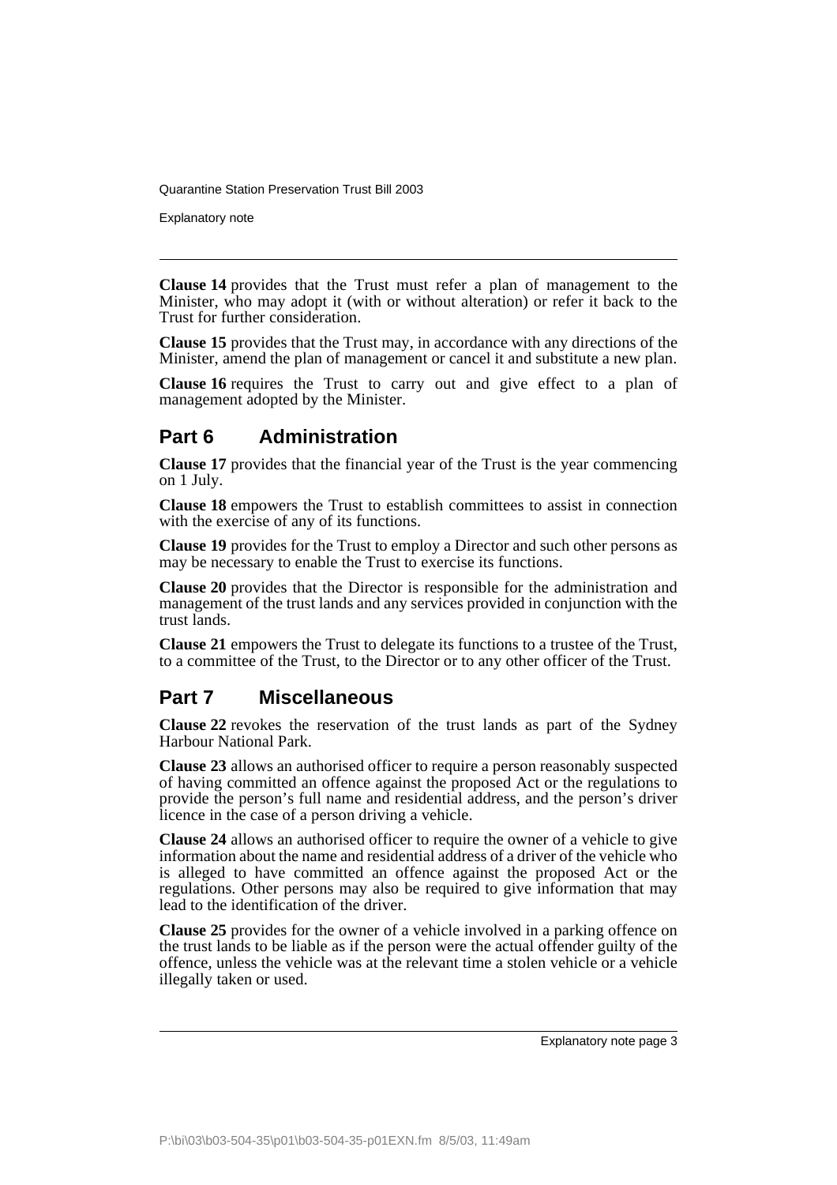**Clause 14** provides that the Trust must refer a plan of management to the Minister, who may adopt it (with or without alteration) or refer it back to the Trust for further consideration.

**Clause 15** provides that the Trust may, in accordance with any directions of the Minister, amend the plan of management or cancel it and substitute a new plan.

**Clause 16** requires the Trust to carry out and give effect to a plan of management adopted by the Minister.

## Part 6 Administration

**Clause 17** provides that the financial year of the Trust is the year commencing on 1 July.

**Clause 18** empowers the Trust to establish committees to assist in connection with the exercise of any of its functions.

**Clause 19** provides for the Trust to employ a Director and such other persons as may be necessary to enable the Trust to exercise its functions.

**Clause 20** provides that the Director is responsible for the administration and management of the trust lands and any services provided in conjunction with the trust lands.

**Clause 21** empowers the Trust to delegate its functions to a trustee of the Trust, to a committee of the Trust, to the Director or to any other officer of the Trust.

## Part 7 Miscellaneous

**Clause 22** revokes the reservation of the trust lands as part of the Sydney Harbour National Park.

**Clause 23** allows an authorised officer to require a person reasonably suspected of having committed an offence against the proposed Act or the regulations to provide the person's full name and residential address, and the person's driver licence in the case of a person driving a vehicle.

**Clause 24** allows an authorised officer to require the owner of a vehicle to give information about the name and residential address of a driver of the vehicle who is alleged to have committed an offence against the proposed Act or the regulations. Other persons may also be required to give information that may lead to the identification of the driver.

**Clause 25** provides for the owner of a vehicle involved in a parking offence on the trust lands to be liable as if the person were the actual offender guilty of the offence, unless the vehicle was at the relevant time a stolen vehicle or a vehicle illegally taken or used.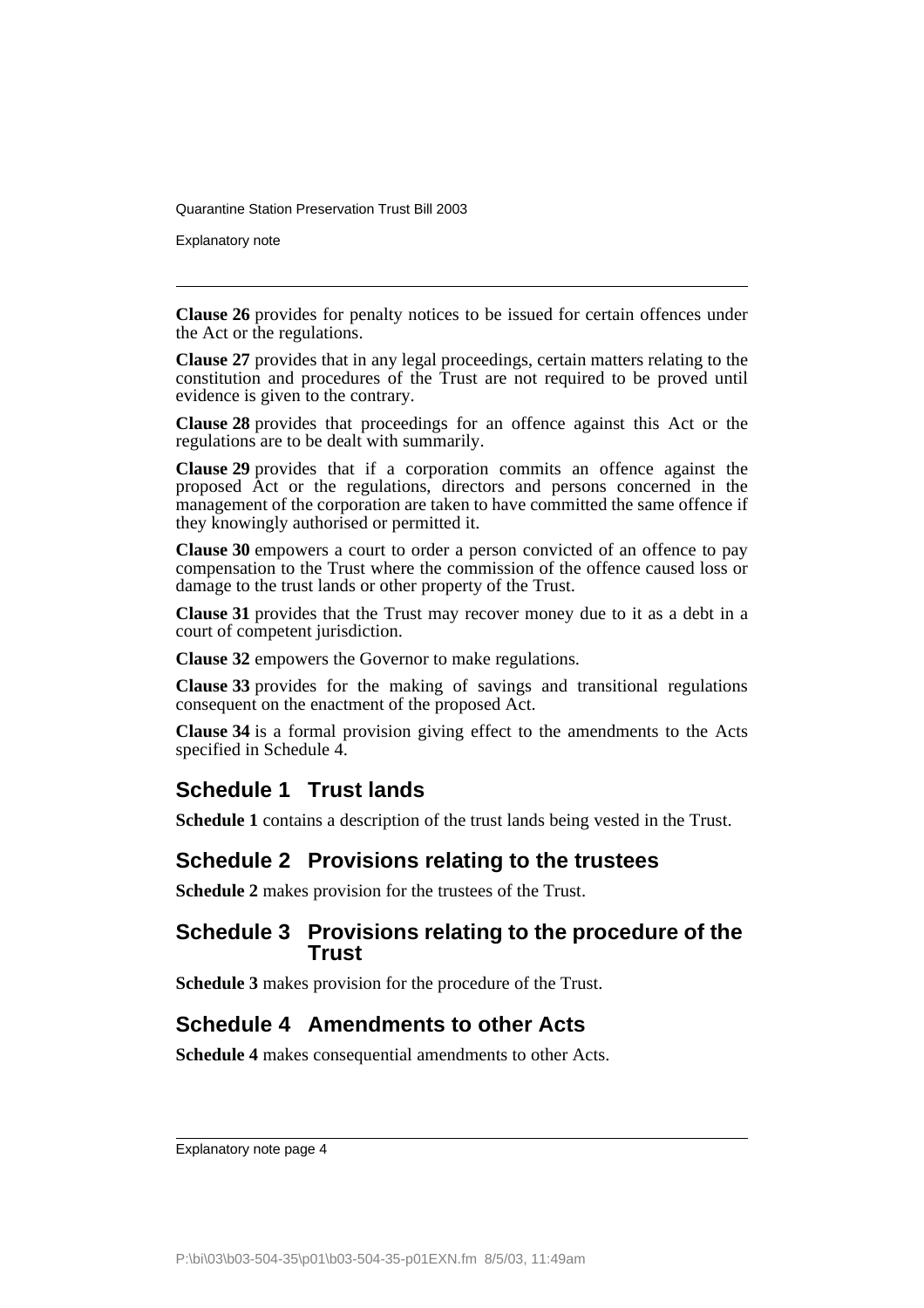**Clause 26** provides for penalty notices to be issued for certain offences under the Act or the regulations.

**Clause 27** provides that in any legal proceedings, certain matters relating to the constitution and procedures of the Trust are not required to be proved until evidence is given to the contrary.

**Clause 28** provides that proceedings for an offence against this Act or the regulations are to be dealt with summarily.

**Clause 29** provides that if a corporation commits an offence against the proposed Act or the regulations, directors and persons concerned in the management of the corporation are taken to have committed the same offence if they knowingly authorised or permitted it.

**Clause 30** empowers a court to order a person convicted of an offence to pay compensation to the Trust where the commission of the offence caused loss or damage to the trust lands or other property of the Trust.

**Clause 31** provides that the Trust may recover money due to it as a debt in a court of competent jurisdiction.

**Clause 32** empowers the Governor to make regulations.

**Clause 33** provides for the making of savings and transitional regulations consequent on the enactment of the proposed Act.

**Clause 34** is a formal provision giving effect to the amendments to the Acts specified in Schedule 4.

## Schedule 1 Trust lands

**Schedule 1** contains a description of the trust lands being vested in the Trust.

## Schedule 2 Provisions relating to the trustees

**Schedule 2** makes provision for the trustees of the Trust.

## Schedule 3 Provisions relating to the procedure of the Trust

**Schedule 3** makes provision for the procedure of the Trust.

## Schedule 4 Amendments to other Acts

**Schedule 4** makes consequential amendments to other Acts.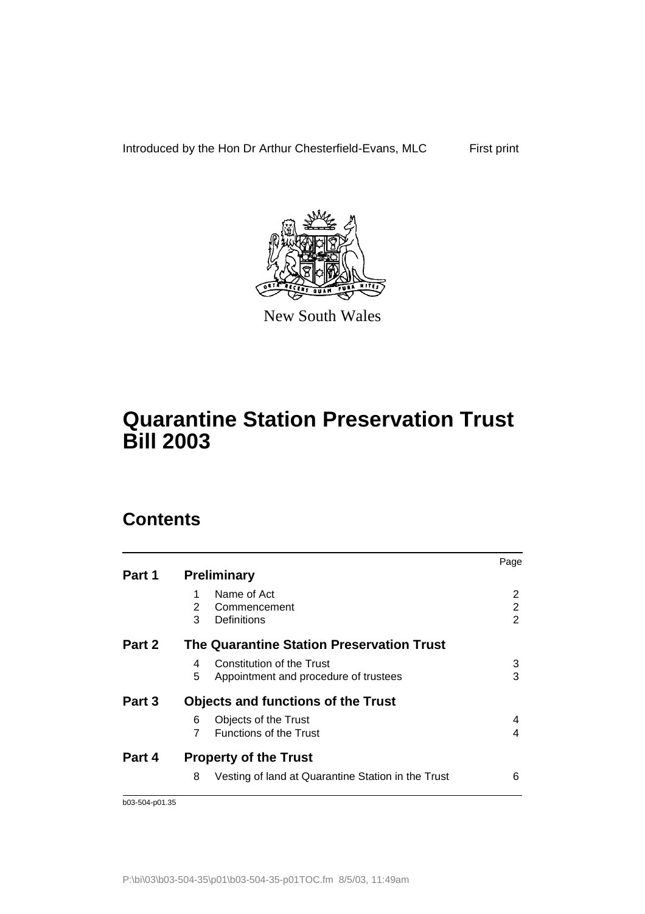Introduced by the Hon Dr Arthur Chesterfield-Evans, MLC First print

New South Wales

# Quarantine Station Preservation Trust Bill 2003

## Contents

| | | Page |
|---|---|---|
| **Part 1** | **Preliminary** | |
| | 1 Name of Act | 2 |
| | 2 Commencement | 2 |
| | 3 Definitions | 2 |
| **Part 2** | **The Quarantine Station Preservation Trust** | |
| | 4 Constitution of the Trust | 3 |
| | 5 Appointment and procedure of trustees | 3 |
| **Part 3** | **Objects and functions of the Trust** | |
| | 6 Objects of the Trust | 4 |
| | 7 Functions of the Trust | 4 |
| **Part 4** | **Property of the Trust** | |
| | 8 Vesting of land at Quarantine Station in the Trust | 6 |

b03-504-p01.35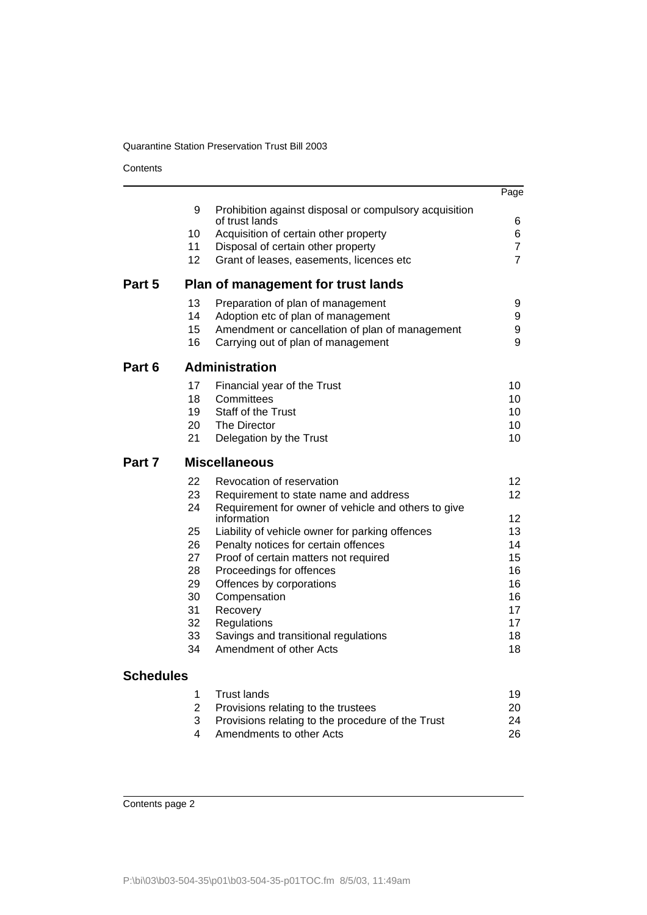| | | | Page |
|---|---|---|---|
| | 9 | Prohibition against disposal or compulsory acquisition of trust lands | 6 |
| | 10 | Acquisition of certain other property | 6 |
| | 11 | Disposal of certain other property | 7 |
| | 12 | Grant of leases, easements, licences etc | 7 |
| **Part 5** | | **Plan of management for trust lands** | |
| | 13 | Preparation of plan of management | 9 |
| | 14 | Adoption etc of plan of management | 9 |
| | 15 | Amendment or cancellation of plan of management | 9 |
| | 16 | Carrying out of plan of management | 9 |
| **Part 6** | | **Administration** | |
| | 17 | Financial year of the Trust | 10 |
| | 18 | Committees | 10 |
| | 19 | Staff of the Trust | 10 |
| | 20 | The Director | 10 |
| | 21 | Delegation by the Trust | 10 |
| **Part 7** | | **Miscellaneous** | |
| | 22 | Revocation of reservation | 12 |
| | 23 | Requirement to state name and address | 12 |
| | 24 | Requirement for owner of vehicle and others to give information | 12 |
| | 25 | Liability of vehicle owner for parking offences | 13 |
| | 26 | Penalty notices for certain offences | 14 |
| | 27 | Proof of certain matters not required | 15 |
| | 28 | Proceedings for offences | 16 |
| | 29 | Offences by corporations | 16 |
| | 30 | Compensation | 16 |
| | 31 | Recovery | 17 |
| | 32 | Regulations | 17 |
| | 33 | Savings and transitional regulations | 18 |
| | 34 | Amendment of other Acts | 18 |
| **Schedules** | | | |
| | 1 | Trust lands | 19 |
| | 2 | Provisions relating to the trustees | 20 |
| | 3 | Provisions relating to the procedure of the Trust | 24 |
| | 4 | Amendments to other Acts | 26 |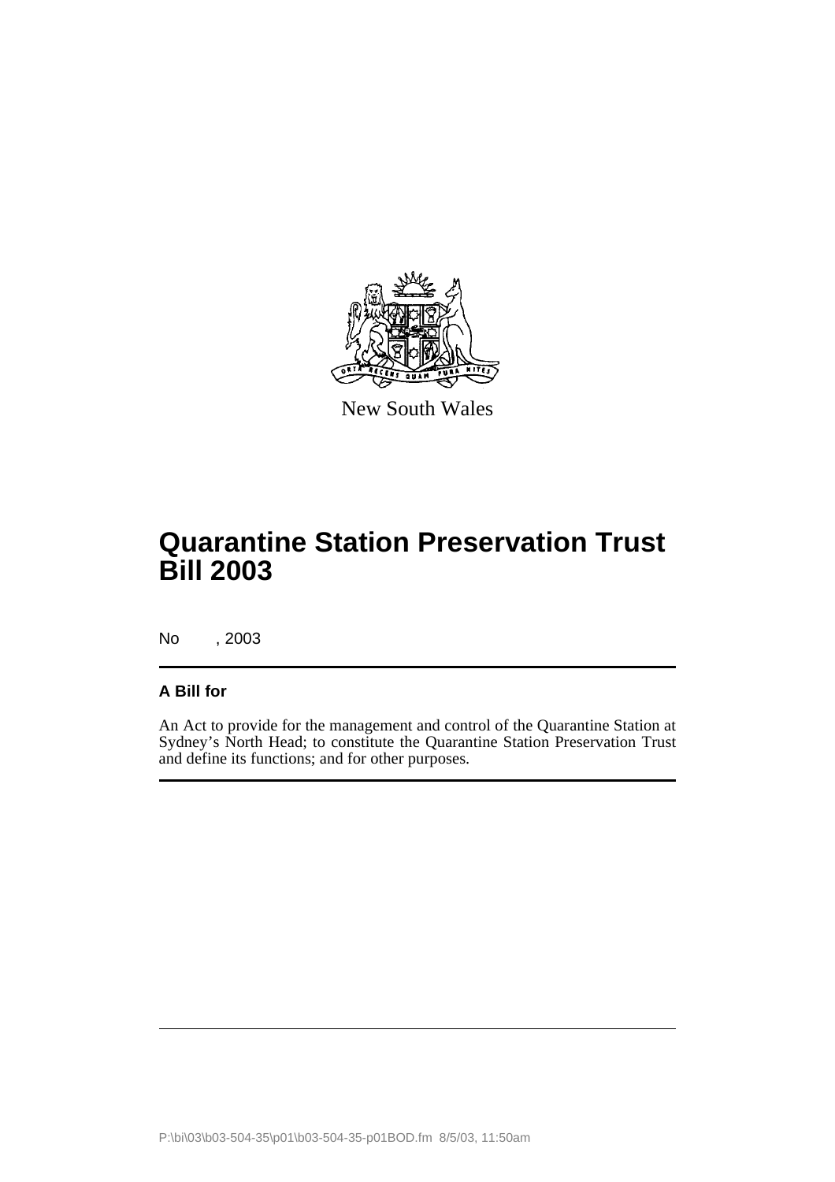New South Wales

# Quarantine Station Preservation Trust Bill 2003

No , 2003

**A Bill for**

An Act to provide for the management and control of the Quarantine Station at Sydney's North Head; to constitute the Quarantine Station Preservation Trust and define its functions; and for other purposes.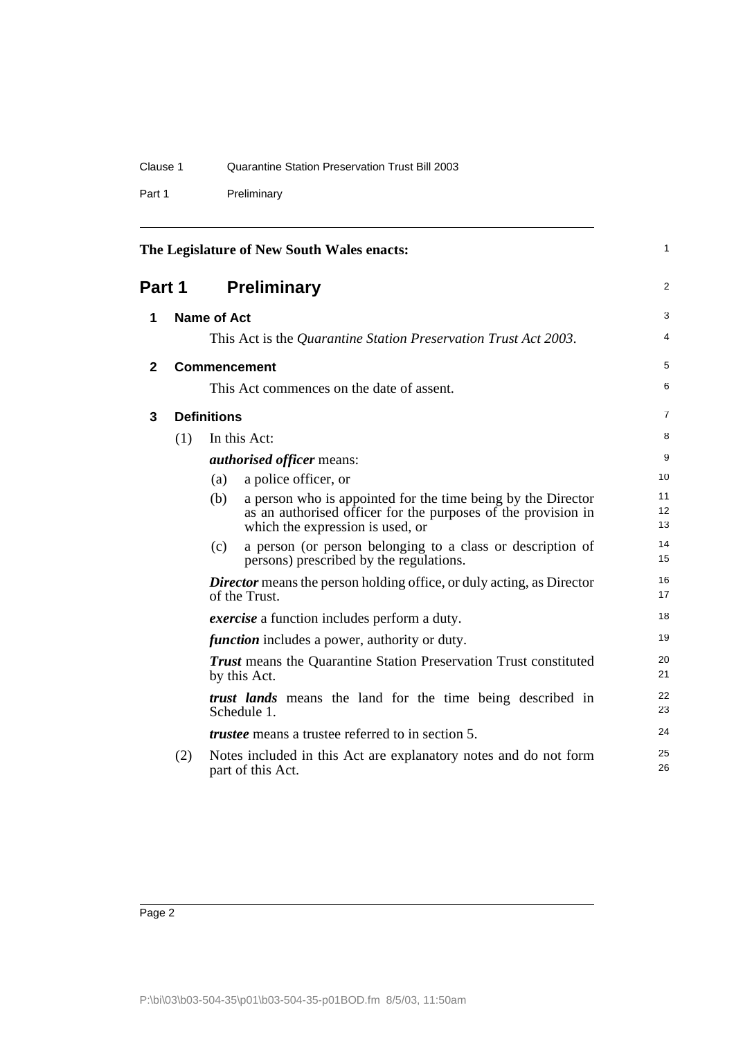The Legislature of New South Wales enacts:

# Part 1 Preliminary

## 1 Name of Act

This Act is the *Quarantine Station Preservation Trust Act 2003*.

## 2 Commencement

This Act commences on the date of assent.

## 3 Definitions

(1) In this Act:

***authorised officer*** means:

(a) a police officer, or

(b) a person who is appointed for the time being by the Director as an authorised officer for the purposes of the provision in which the expression is used, or

(c) a person (or person belonging to a class or description of persons) prescribed by the regulations.

***Director*** means the person holding office, or duly acting, as Director of the Trust.

***exercise*** a function includes perform a duty.

***function*** includes a power, authority or duty.

***Trust*** means the Quarantine Station Preservation Trust constituted by this Act.

***trust lands*** means the land for the time being described in Schedule 1.

***trustee*** means a trustee referred to in section 5.

(2) Notes included in this Act are explanatory notes and do not form part of this Act.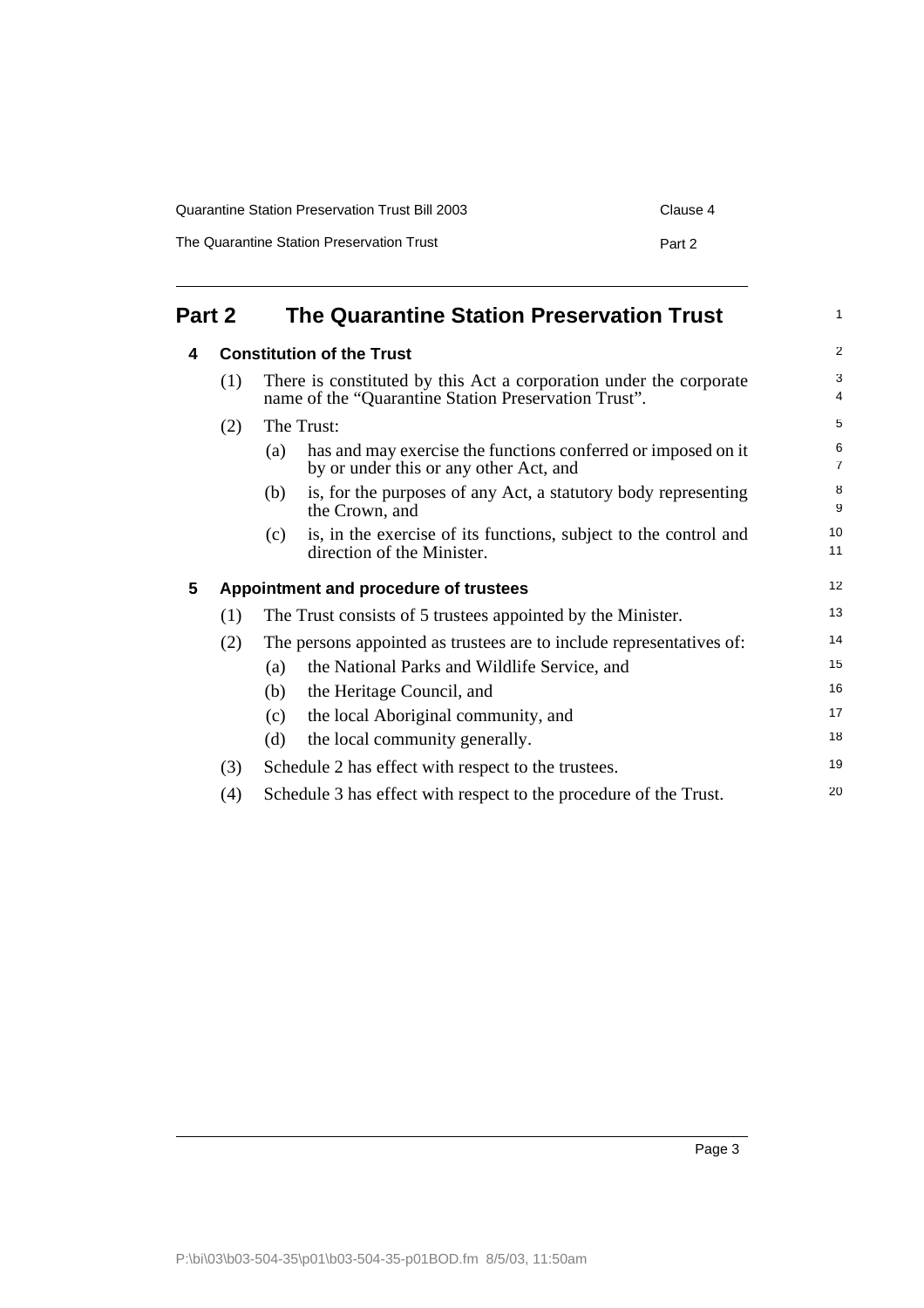## Part 2 The Quarantine Station Preservation Trust

### 4 Constitution of the Trust

(1) There is constituted by this Act a corporation under the corporate name of the "Quarantine Station Preservation Trust".

(2) The Trust:

(a) has and may exercise the functions conferred or imposed on it by or under this or any other Act, and

(b) is, for the purposes of any Act, a statutory body representing the Crown, and

(c) is, in the exercise of its functions, subject to the control and direction of the Minister.

### 5 Appointment and procedure of trustees

(1) The Trust consists of 5 trustees appointed by the Minister.

(2) The persons appointed as trustees are to include representatives of:

(a) the National Parks and Wildlife Service, and

(b) the Heritage Council, and

(c) the local Aboriginal community, and

(d) the local community generally.

(3) Schedule 2 has effect with respect to the trustees.

(4) Schedule 3 has effect with respect to the procedure of the Trust.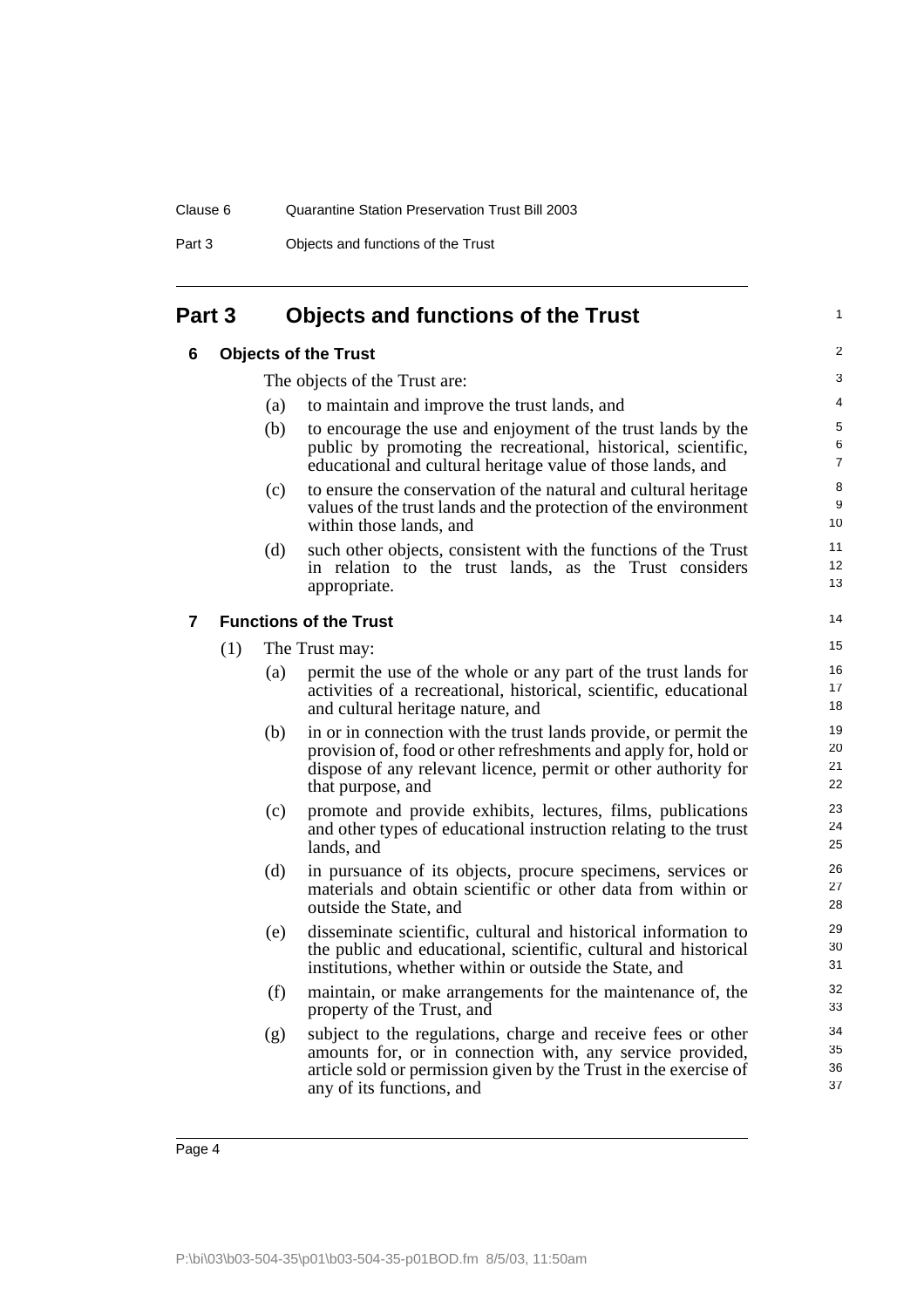## Part 3 Objects and functions of the Trust

### 6 Objects of the Trust

The objects of the Trust are:

(a) to maintain and improve the trust lands, and

(b) to encourage the use and enjoyment of the trust lands by the public by promoting the recreational, historical, scientific, educational and cultural heritage value of those lands, and

(c) to ensure the conservation of the natural and cultural heritage values of the trust lands and the protection of the environment within those lands, and

(d) such other objects, consistent with the functions of the Trust in relation to the trust lands, as the Trust considers appropriate.

### 7 Functions of the Trust

(1) The Trust may:

(a) permit the use of the whole or any part of the trust lands for activities of a recreational, historical, scientific, educational and cultural heritage nature, and

(b) in or in connection with the trust lands provide, or permit the provision of, food or other refreshments and apply for, hold or dispose of any relevant licence, permit or other authority for that purpose, and

(c) promote and provide exhibits, lectures, films, publications and other types of educational instruction relating to the trust lands, and

(d) in pursuance of its objects, procure specimens, services or materials and obtain scientific or other data from within or outside the State, and

(e) disseminate scientific, cultural and historical information to the public and educational, scientific, cultural and historical institutions, whether within or outside the State, and

(f) maintain, or make arrangements for the maintenance of, the property of the Trust, and

(g) subject to the regulations, charge and receive fees or other amounts for, or in connection with, any service provided, article sold or permission given by the Trust in the exercise of any of its functions, and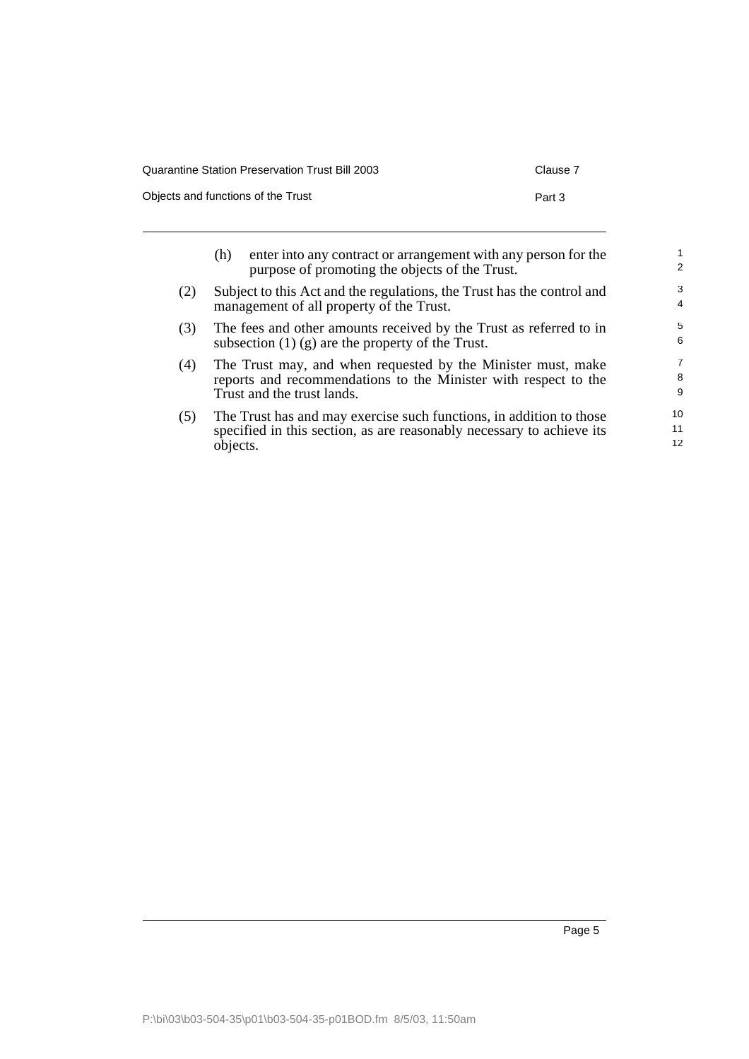(h) enter into any contract or arrangement with any person for the purpose of promoting the objects of the Trust.

(2) Subject to this Act and the regulations, the Trust has the control and management of all property of the Trust.

(3) The fees and other amounts received by the Trust as referred to in subsection (1) (g) are the property of the Trust.

(4) The Trust may, and when requested by the Minister must, make reports and recommendations to the Minister with respect to the Trust and the trust lands.

(5) The Trust has and may exercise such functions, in addition to those specified in this section, as are reasonably necessary to achieve its objects.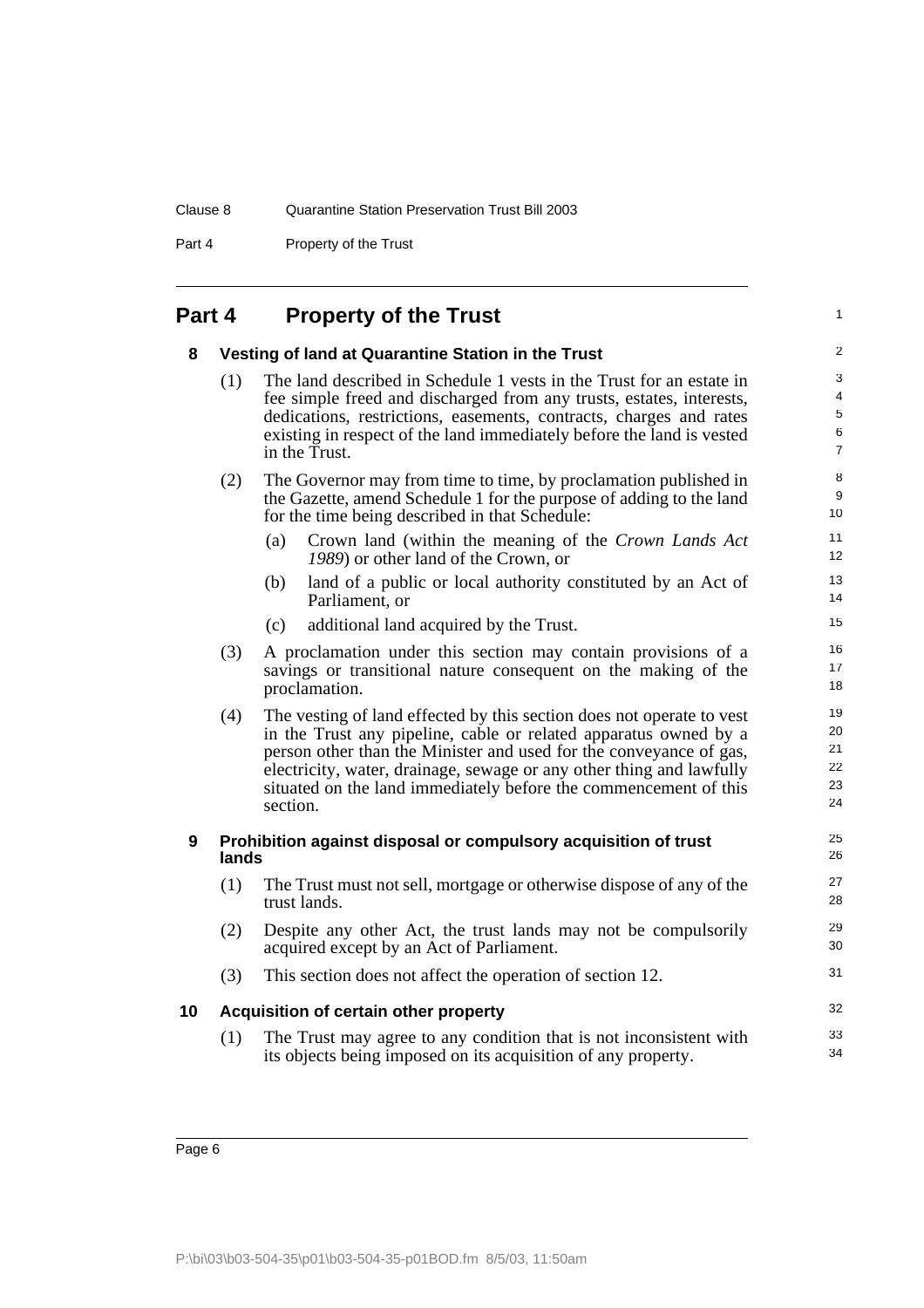## Part 4 Property of the Trust

### 8 Vesting of land at Quarantine Station in the Trust

(1) The land described in Schedule 1 vests in the Trust for an estate in fee simple freed and discharged from any trusts, estates, interests, dedications, restrictions, easements, contracts, charges and rates existing in respect of the land immediately before the land is vested in the Trust.

(2) The Governor may from time to time, by proclamation published in the Gazette, amend Schedule 1 for the purpose of adding to the land for the time being described in that Schedule:

- (a) Crown land (within the meaning of the *Crown Lands Act 1989*) or other land of the Crown, or
- (b) land of a public or local authority constituted by an Act of Parliament, or
- (c) additional land acquired by the Trust.

(3) A proclamation under this section may contain provisions of a savings or transitional nature consequent on the making of the proclamation.

(4) The vesting of land effected by this section does not operate to vest in the Trust any pipeline, cable or related apparatus owned by a person other than the Minister and used for the conveyance of gas, electricity, water, drainage, sewage or any other thing and lawfully situated on the land immediately before the commencement of this section.

### 9 Prohibition against disposal or compulsory acquisition of trust lands

(1) The Trust must not sell, mortgage or otherwise dispose of any of the trust lands.

(2) Despite any other Act, the trust lands may not be compulsorily acquired except by an Act of Parliament.

(3) This section does not affect the operation of section 12.

### 10 Acquisition of certain other property

(1) The Trust may agree to any condition that is not inconsistent with its objects being imposed on its acquisition of any property.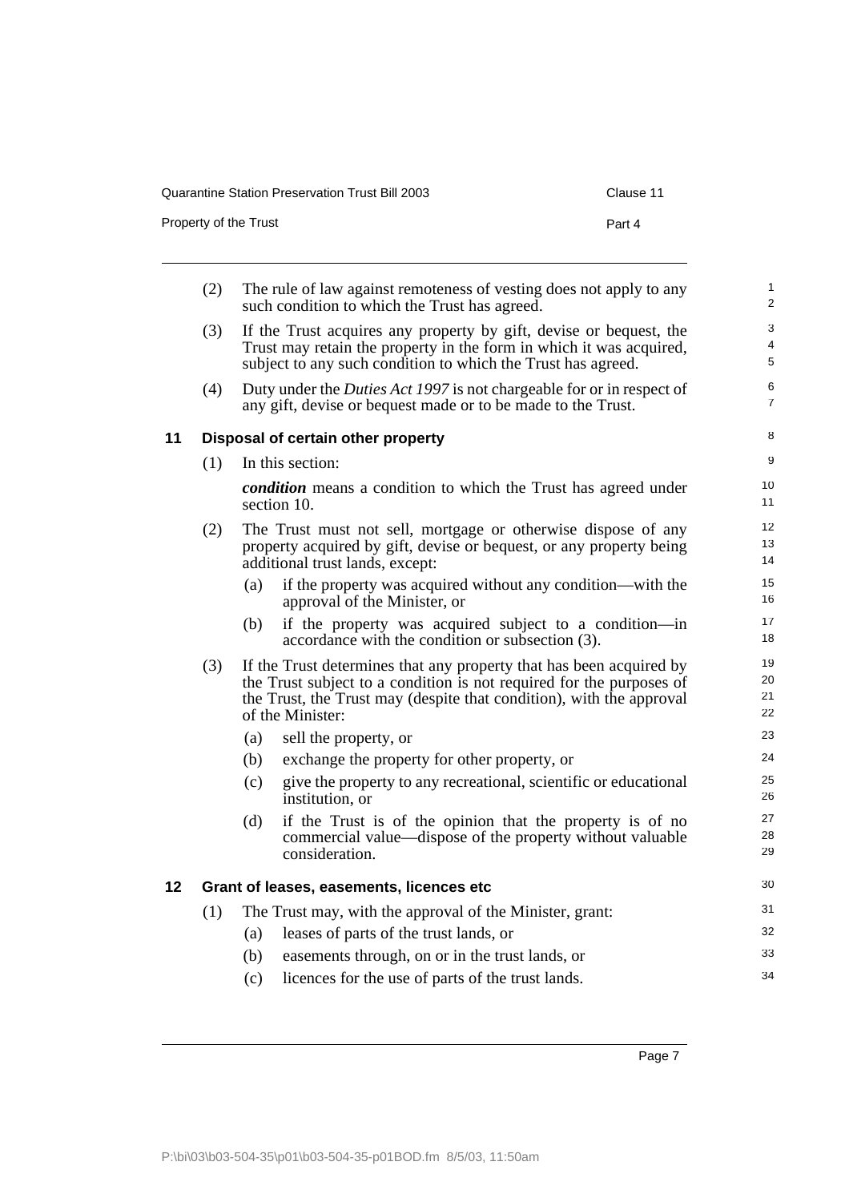(2) The rule of law against remoteness of vesting does not apply to any such condition to which the Trust has agreed.

(3) If the Trust acquires any property by gift, devise or bequest, the Trust may retain the property in the form in which it was acquired, subject to any such condition to which the Trust has agreed.

(4) Duty under the *Duties Act 1997* is not chargeable for or in respect of any gift, devise or bequest made or to be made to the Trust.

## 11 Disposal of certain other property

(1) In this section:

***condition*** means a condition to which the Trust has agreed under section 10.

(2) The Trust must not sell, mortgage or otherwise dispose of any property acquired by gift, devise or bequest, or any property being additional trust lands, except:

- (a) if the property was acquired without any condition—with the approval of the Minister, or
- (b) if the property was acquired subject to a condition—in accordance with the condition or subsection (3).

(3) If the Trust determines that any property that has been acquired by the Trust subject to a condition is not required for the purposes of the Trust, the Trust may (despite that condition), with the approval of the Minister:

- (a) sell the property, or
- (b) exchange the property for other property, or
- (c) give the property to any recreational, scientific or educational institution, or
- (d) if the Trust is of the opinion that the property is of no commercial value—dispose of the property without valuable consideration.

## 12 Grant of leases, easements, licences etc

(1) The Trust may, with the approval of the Minister, grant:

- (a) leases of parts of the trust lands, or
- (b) easements through, on or in the trust lands, or
- (c) licences for the use of parts of the trust lands.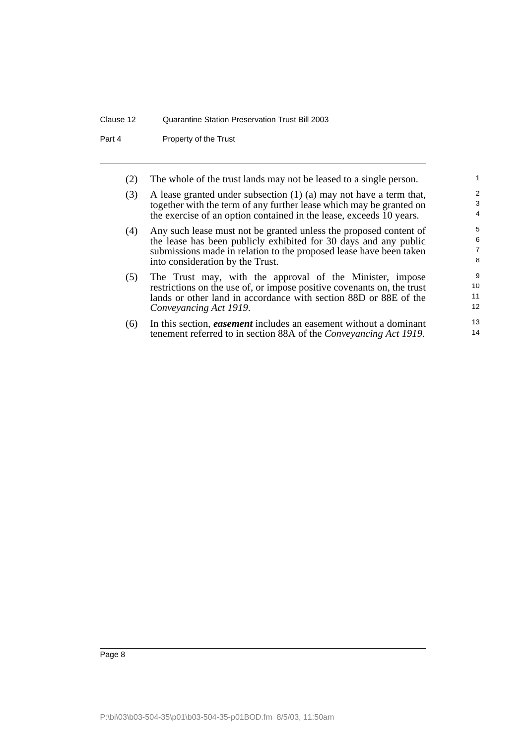(2) The whole of the trust lands may not be leased to a single person.

(3) A lease granted under subsection (1) (a) may not have a term that, together with the term of any further lease which may be granted on the exercise of an option contained in the lease, exceeds 10 years.

(4) Any such lease must not be granted unless the proposed content of the lease has been publicly exhibited for 30 days and any public submissions made in relation to the proposed lease have been taken into consideration by the Trust.

(5) The Trust may, with the approval of the Minister, impose restrictions on the use of, or impose positive covenants on, the trust lands or other land in accordance with section 88D or 88E of the *Conveyancing Act 1919*.

(6) In this section, ***easement*** includes an easement without a dominant tenement referred to in section 88A of the *Conveyancing Act 1919*.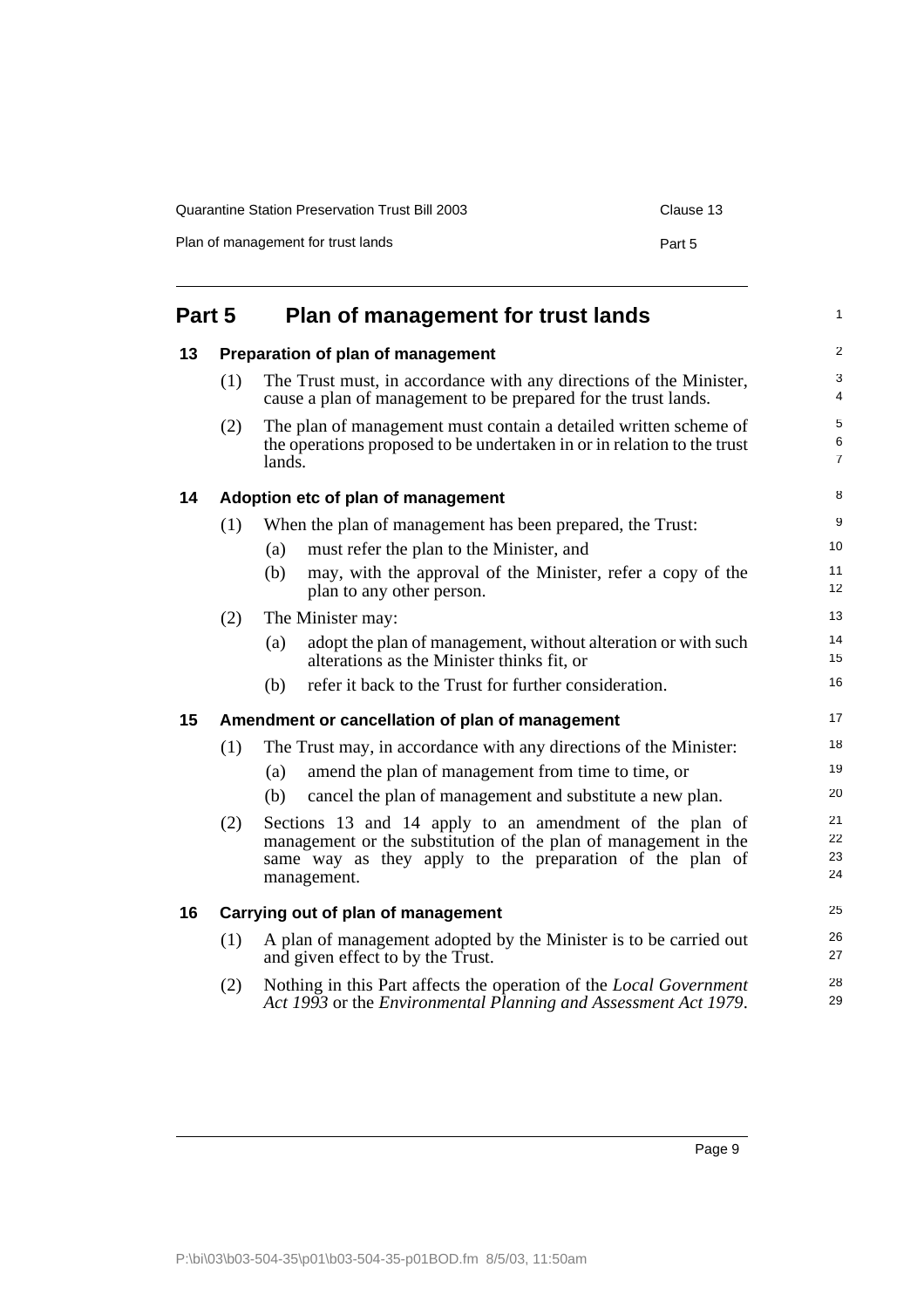# Part 5 Plan of management for trust lands

## 13 Preparation of plan of management

(1) The Trust must, in accordance with any directions of the Minister, cause a plan of management to be prepared for the trust lands.

(2) The plan of management must contain a detailed written scheme of the operations proposed to be undertaken in or in relation to the trust lands.

## 14 Adoption etc of plan of management

(1) When the plan of management has been prepared, the Trust:

(a) must refer the plan to the Minister, and

(b) may, with the approval of the Minister, refer a copy of the plan to any other person.

(2) The Minister may:

(a) adopt the plan of management, without alteration or with such alterations as the Minister thinks fit, or

(b) refer it back to the Trust for further consideration.

## 15 Amendment or cancellation of plan of management

(1) The Trust may, in accordance with any directions of the Minister:

(a) amend the plan of management from time to time, or

(b) cancel the plan of management and substitute a new plan.

(2) Sections 13 and 14 apply to an amendment of the plan of management or the substitution of the plan of management in the same way as they apply to the preparation of the plan of management.

## 16 Carrying out of plan of management

(1) A plan of management adopted by the Minister is to be carried out and given effect to by the Trust.

(2) Nothing in this Part affects the operation of the *Local Government Act 1993* or the *Environmental Planning and Assessment Act 1979*.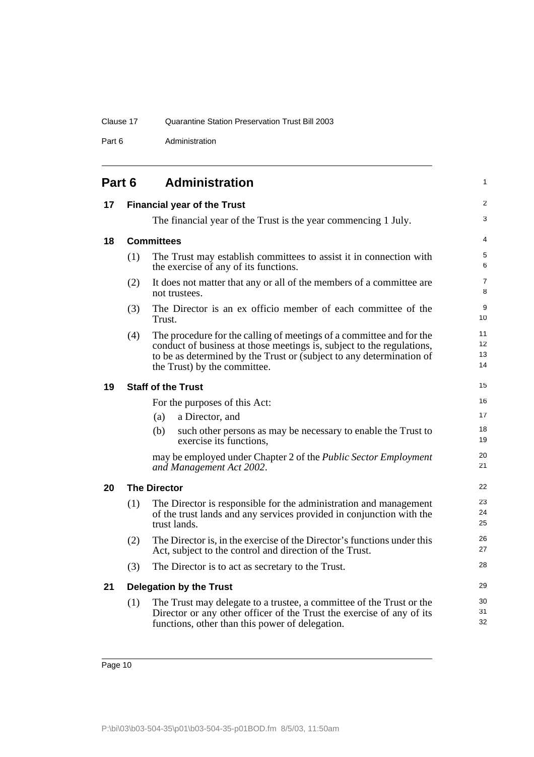## Part 6 Administration

### 17 Financial year of the Trust

The financial year of the Trust is the year commencing 1 July.

### 18 Committees

(1) The Trust may establish committees to assist it in connection with the exercise of any of its functions.

(2) It does not matter that any or all of the members of a committee are not trustees.

(3) The Director is an ex officio member of each committee of the Trust.

(4) The procedure for the calling of meetings of a committee and for the conduct of business at those meetings is, subject to the regulations, to be as determined by the Trust or (subject to any determination of the Trust) by the committee.

### 19 Staff of the Trust

For the purposes of this Act:

(a) a Director, and

(b) such other persons as may be necessary to enable the Trust to exercise its functions,

may be employed under Chapter 2 of the *Public Sector Employment and Management Act 2002*.

### 20 The Director

(1) The Director is responsible for the administration and management of the trust lands and any services provided in conjunction with the trust lands.

(2) The Director is, in the exercise of the Director's functions under this Act, subject to the control and direction of the Trust.

(3) The Director is to act as secretary to the Trust.

### 21 Delegation by the Trust

(1) The Trust may delegate to a trustee, a committee of the Trust or the Director or any other officer of the Trust the exercise of any of its functions, other than this power of delegation.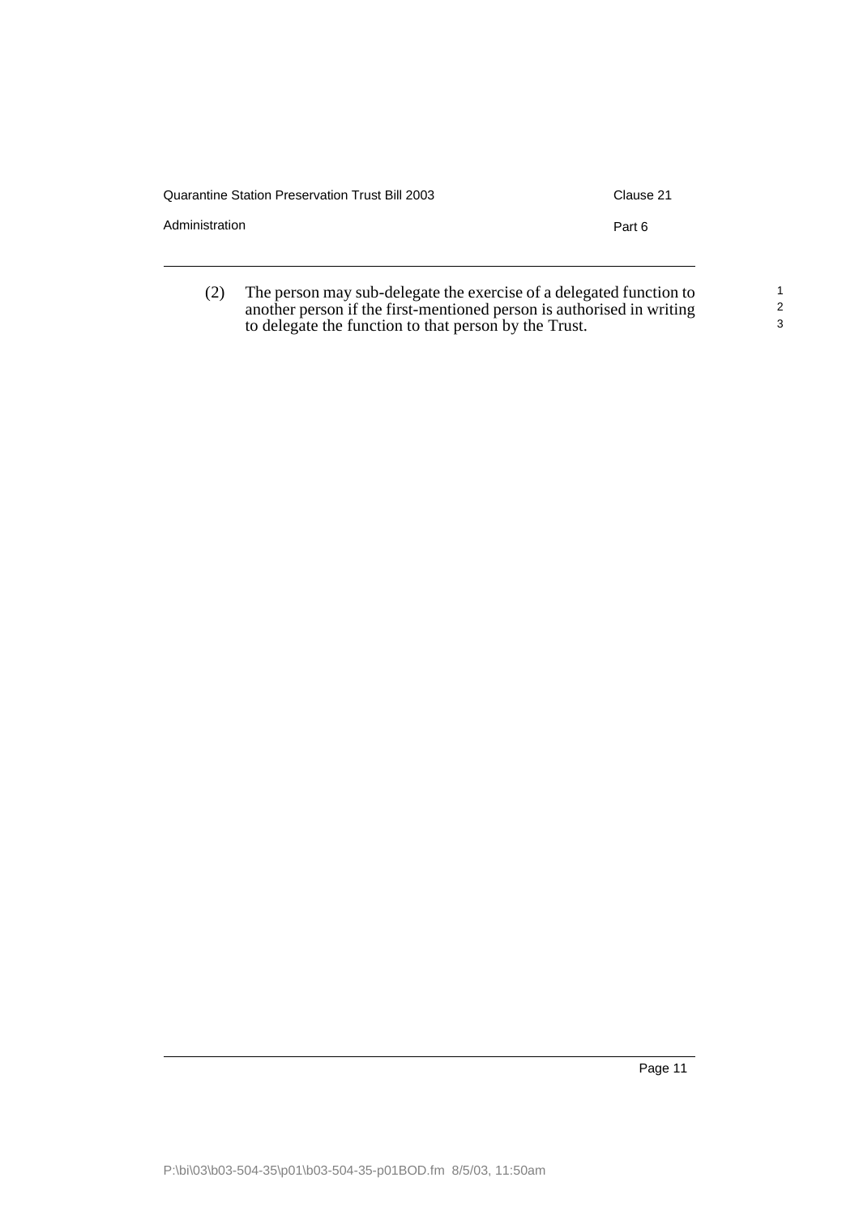(2) The person may sub-delegate the exercise of a delegated function to another person if the first-mentioned person is authorised in writing to delegate the function to that person by the Trust.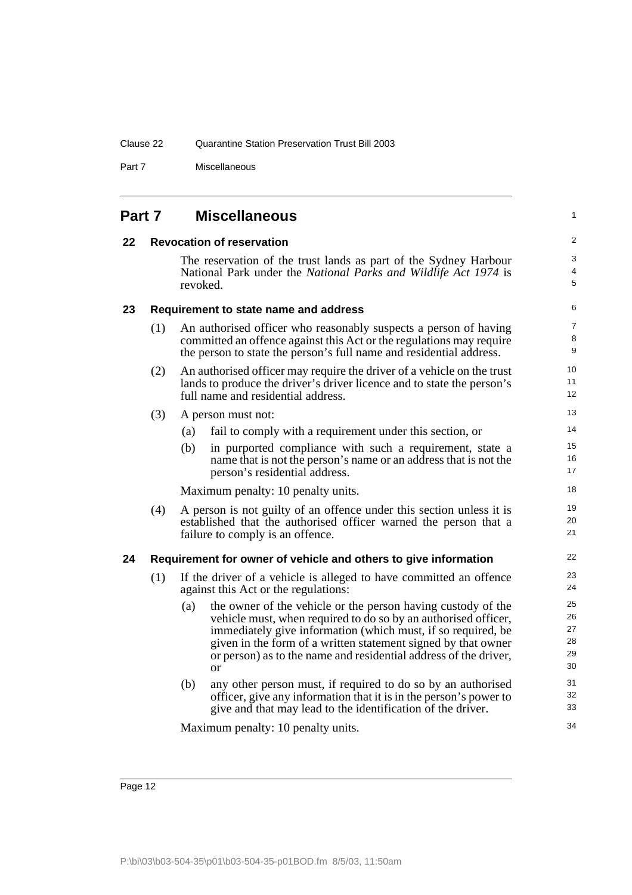## Part 7 Miscellaneous

### 22 Revocation of reservation

The reservation of the trust lands as part of the Sydney Harbour National Park under the *National Parks and Wildlife Act 1974* is revoked.

### 23 Requirement to state name and address

(1) An authorised officer who reasonably suspects a person of having committed an offence against this Act or the regulations may require the person to state the person's full name and residential address.

(2) An authorised officer may require the driver of a vehicle on the trust lands to produce the driver's driver licence and to state the person's full name and residential address.

(3) A person must not:

(a) fail to comply with a requirement under this section, or

(b) in purported compliance with such a requirement, state a name that is not the person's name or an address that is not the person's residential address.

Maximum penalty: 10 penalty units.

(4) A person is not guilty of an offence under this section unless it is established that the authorised officer warned the person that a failure to comply is an offence.

### 24 Requirement for owner of vehicle and others to give information

(1) If the driver of a vehicle is alleged to have committed an offence against this Act or the regulations:

(a) the owner of the vehicle or the person having custody of the vehicle must, when required to do so by an authorised officer, immediately give information (which must, if so required, be given in the form of a written statement signed by that owner or person) as to the name and residential address of the driver, or

(b) any other person must, if required to do so by an authorised officer, give any information that it is in the person's power to give and that may lead to the identification of the driver.

Maximum penalty: 10 penalty units.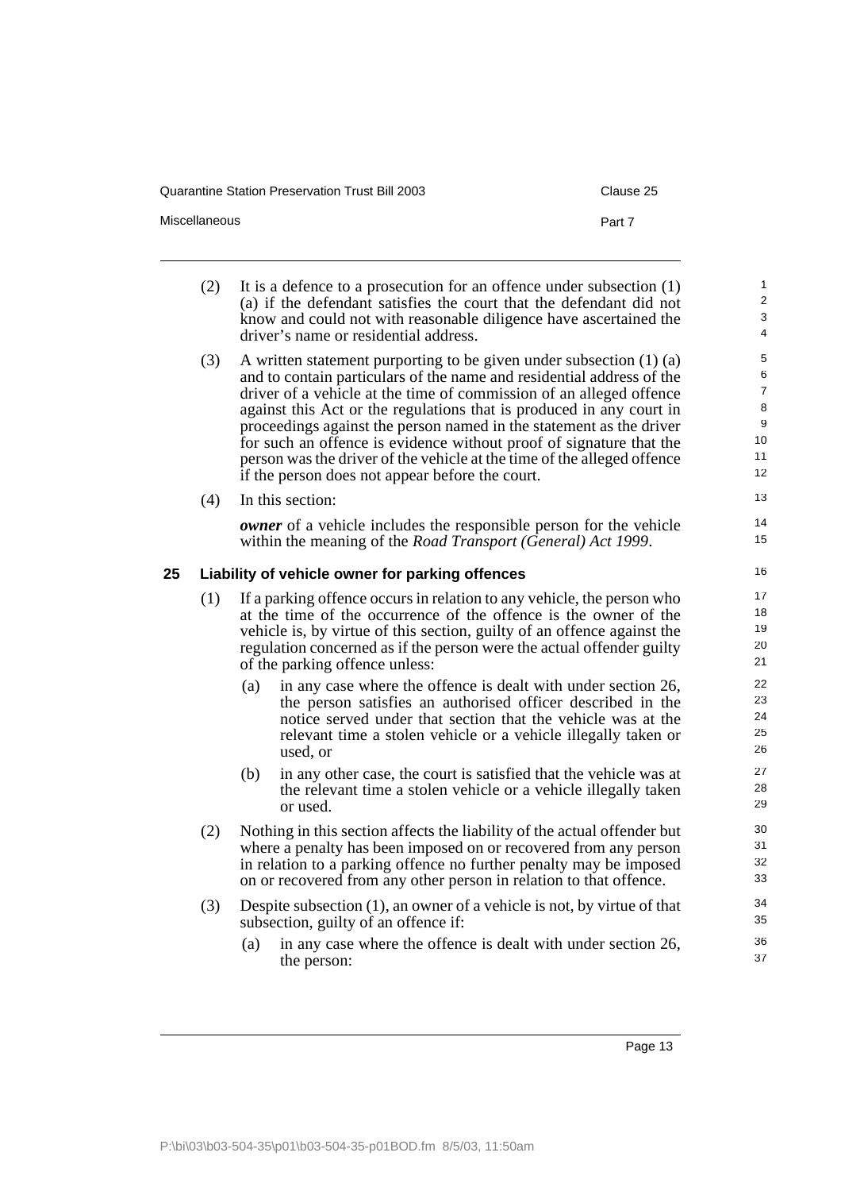(2) It is a defence to a prosecution for an offence under subsection (1) (a) if the defendant satisfies the court that the defendant did not know and could not with reasonable diligence have ascertained the driver's name or residential address.

(3) A written statement purporting to be given under subsection (1) (a) and to contain particulars of the name and residential address of the driver of a vehicle at the time of commission of an alleged offence against this Act or the regulations that is produced in any court in proceedings against the person named in the statement as the driver for such an offence is evidence without proof of signature that the person was the driver of the vehicle at the time of the alleged offence if the person does not appear before the court.

(4) In this section:

***owner*** of a vehicle includes the responsible person for the vehicle within the meaning of the *Road Transport (General) Act 1999*.

## 25 Liability of vehicle owner for parking offences

(1) If a parking offence occurs in relation to any vehicle, the person who at the time of the occurrence of the offence is the owner of the vehicle is, by virtue of this section, guilty of an offence against the regulation concerned as if the person were the actual offender guilty of the parking offence unless:

- (a) in any case where the offence is dealt with under section 26, the person satisfies an authorised officer described in the notice served under that section that the vehicle was at the relevant time a stolen vehicle or a vehicle illegally taken or used, or
- (b) in any other case, the court is satisfied that the vehicle was at the relevant time a stolen vehicle or a vehicle illegally taken or used.

(2) Nothing in this section affects the liability of the actual offender but where a penalty has been imposed on or recovered from any person in relation to a parking offence no further penalty may be imposed on or recovered from any other person in relation to that offence.

(3) Despite subsection (1), an owner of a vehicle is not, by virtue of that subsection, guilty of an offence if:

- (a) in any case where the offence is dealt with under section 26, the person: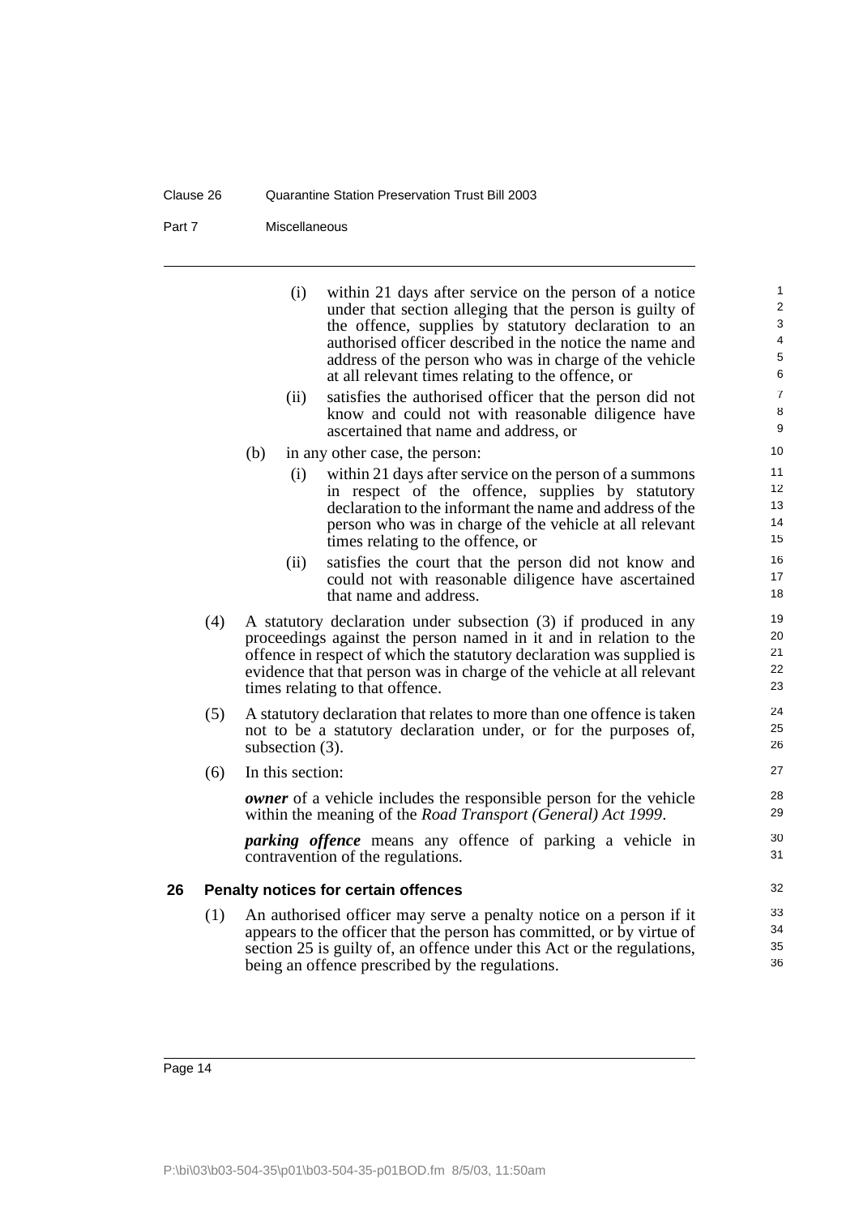(i) within 21 days after service on the person of a notice under that section alleging that the person is guilty of the offence, supplies by statutory declaration to an authorised officer described in the notice the name and address of the person who was in charge of the vehicle at all relevant times relating to the offence, or

(ii) satisfies the authorised officer that the person did not know and could not with reasonable diligence have ascertained that name and address, or

(b) in any other case, the person:

(i) within 21 days after service on the person of a summons in respect of the offence, supplies by statutory declaration to the informant the name and address of the person who was in charge of the vehicle at all relevant times relating to the offence, or

(ii) satisfies the court that the person did not know and could not with reasonable diligence have ascertained that name and address.

(4) A statutory declaration under subsection (3) if produced in any proceedings against the person named in it and in relation to the offence in respect of which the statutory declaration was supplied is evidence that that person was in charge of the vehicle at all relevant times relating to that offence.

(5) A statutory declaration that relates to more than one offence is taken not to be a statutory declaration under, or for the purposes of, subsection (3).

(6) In this section:

***owner*** of a vehicle includes the responsible person for the vehicle within the meaning of the *Road Transport (General) Act 1999*.

***parking offence*** means any offence of parking a vehicle in contravention of the regulations.

## 26 Penalty notices for certain offences

(1) An authorised officer may serve a penalty notice on a person if it appears to the officer that the person has committed, or by virtue of section 25 is guilty of, an offence under this Act or the regulations, being an offence prescribed by the regulations.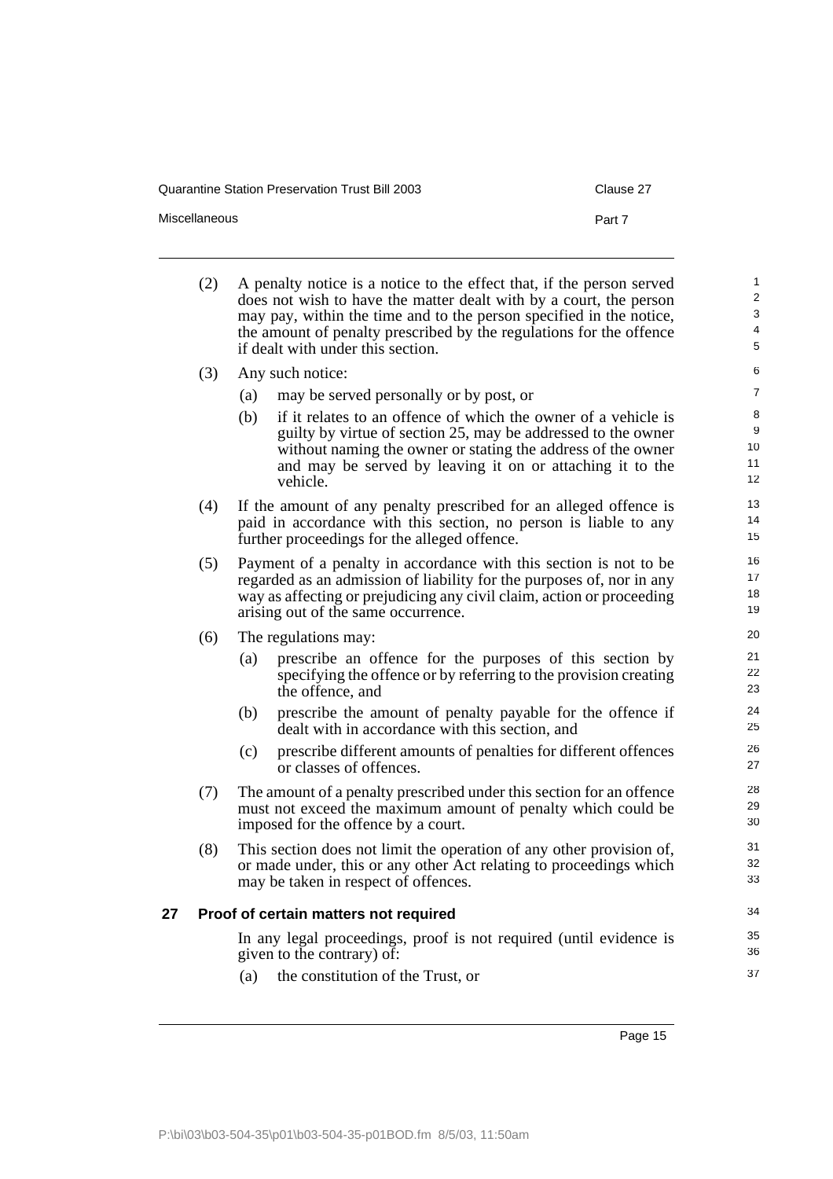(2) A penalty notice is a notice to the effect that, if the person served does not wish to have the matter dealt with by a court, the person may pay, within the time and to the person specified in the notice, the amount of penalty prescribed by the regulations for the offence if dealt with under this section.

(3) Any such notice:

- (a) may be served personally or by post, or
- (b) if it relates to an offence of which the owner of a vehicle is guilty by virtue of section 25, may be addressed to the owner without naming the owner or stating the address of the owner and may be served by leaving it on or attaching it to the vehicle.

(4) If the amount of any penalty prescribed for an alleged offence is paid in accordance with this section, no person is liable to any further proceedings for the alleged offence.

(5) Payment of a penalty in accordance with this section is not to be regarded as an admission of liability for the purposes of, nor in any way as affecting or prejudicing any civil claim, action or proceeding arising out of the same occurrence.

(6) The regulations may:

- (a) prescribe an offence for the purposes of this section by specifying the offence or by referring to the provision creating the offence, and
- (b) prescribe the amount of penalty payable for the offence if dealt with in accordance with this section, and
- (c) prescribe different amounts of penalties for different offences or classes of offences.

(7) The amount of a penalty prescribed under this section for an offence must not exceed the maximum amount of penalty which could be imposed for the offence by a court.

(8) This section does not limit the operation of any other provision of, or made under, this or any other Act relating to proceedings which may be taken in respect of offences.

## 27 Proof of certain matters not required

In any legal proceedings, proof is not required (until evidence is given to the contrary) of:

- (a) the constitution of the Trust, or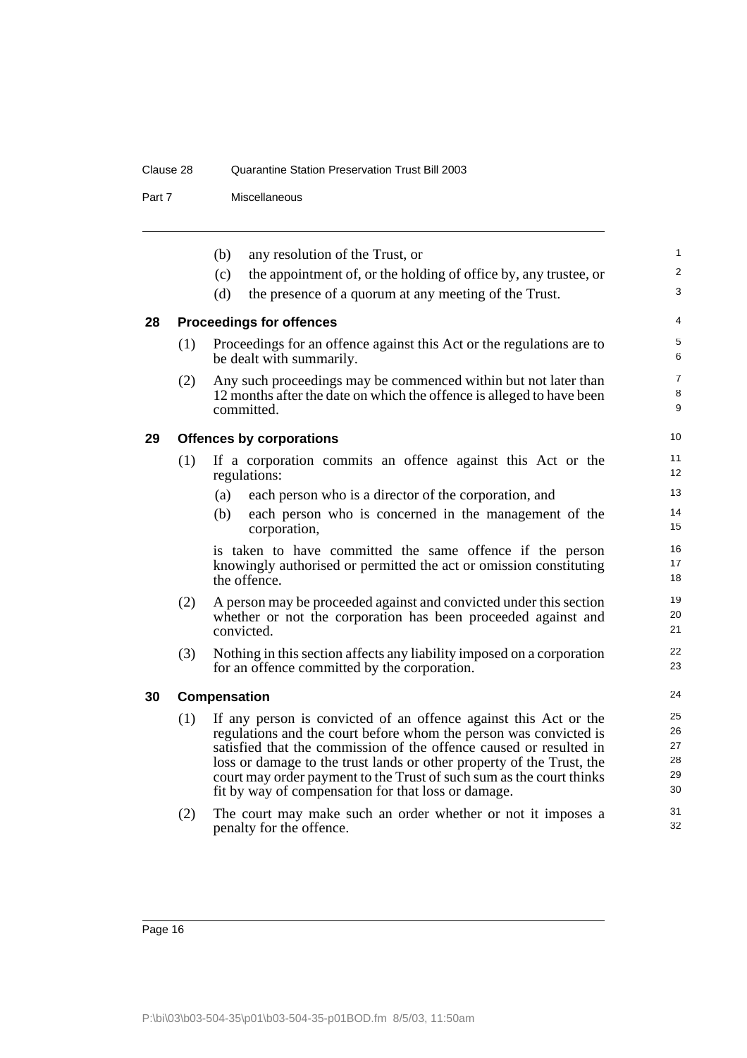(b) any resolution of the Trust, or

(c) the appointment of, or the holding of office by, any trustee, or

(d) the presence of a quorum at any meeting of the Trust.

## 28 Proceedings for offences

(1) Proceedings for an offence against this Act or the regulations are to be dealt with summarily.

(2) Any such proceedings may be commenced within but not later than 12 months after the date on which the offence is alleged to have been committed.

## 29 Offences by corporations

(1) If a corporation commits an offence against this Act or the regulations:

(a) each person who is a director of the corporation, and

(b) each person who is concerned in the management of the corporation,

is taken to have committed the same offence if the person knowingly authorised or permitted the act or omission constituting the offence.

(2) A person may be proceeded against and convicted under this section whether or not the corporation has been proceeded against and convicted.

(3) Nothing in this section affects any liability imposed on a corporation for an offence committed by the corporation.

## 30 Compensation

(1) If any person is convicted of an offence against this Act or the regulations and the court before whom the person was convicted is satisfied that the commission of the offence caused or resulted in loss or damage to the trust lands or other property of the Trust, the court may order payment to the Trust of such sum as the court thinks fit by way of compensation for that loss or damage.

(2) The court may make such an order whether or not it imposes a penalty for the offence.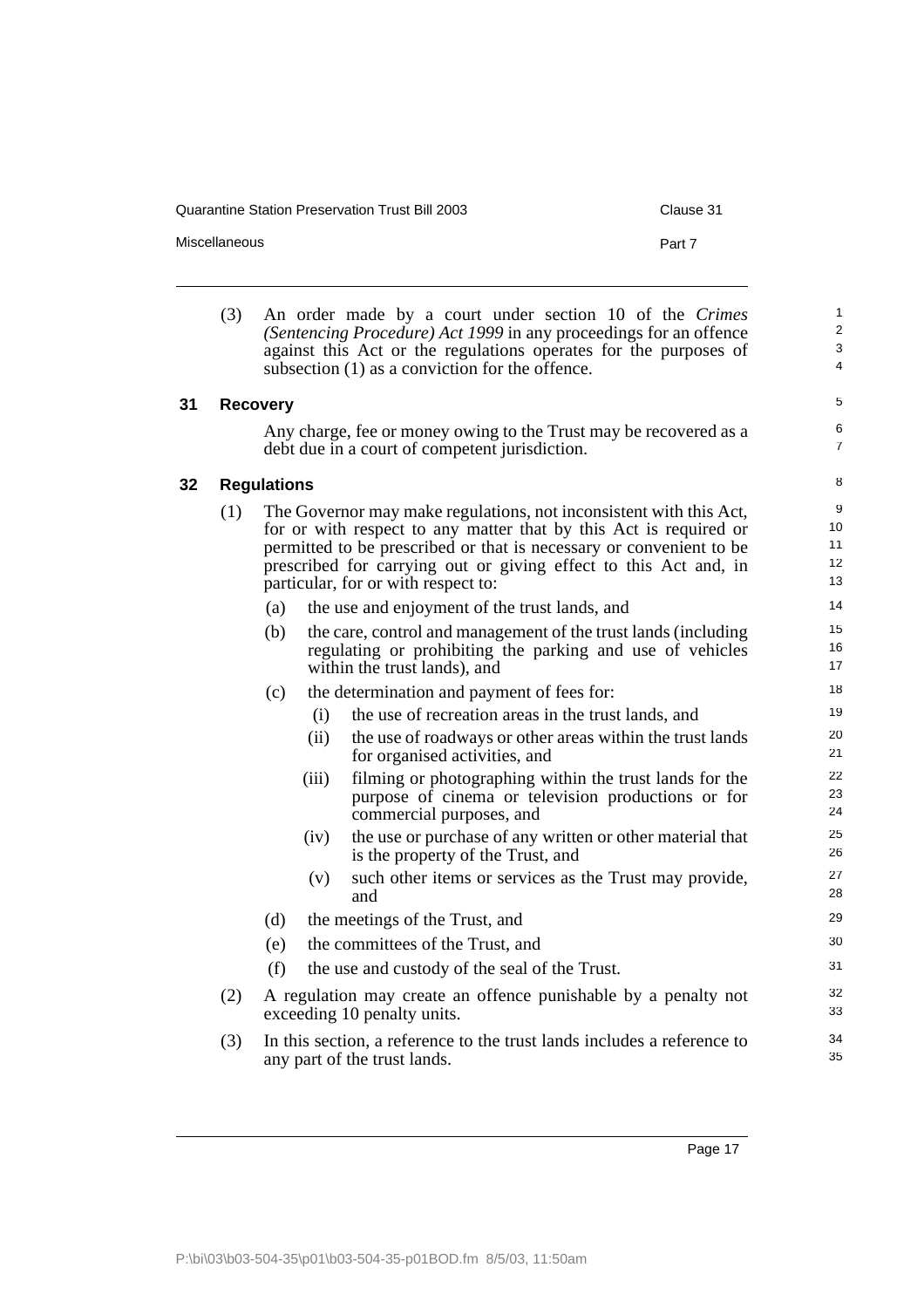(3) An order made by a court under section 10 of the *Crimes (Sentencing Procedure) Act 1999* in any proceedings for an offence against this Act or the regulations operates for the purposes of subsection (1) as a conviction for the offence.

### 31 Recovery

Any charge, fee or money owing to the Trust may be recovered as a debt due in a court of competent jurisdiction.

### 32 Regulations

(1) The Governor may make regulations, not inconsistent with this Act, for or with respect to any matter that by this Act is required or permitted to be prescribed or that is necessary or convenient to be prescribed for carrying out or giving effect to this Act and, in particular, for or with respect to:

- (a) the use and enjoyment of the trust lands, and
- (b) the care, control and management of the trust lands (including regulating or prohibiting the parking and use of vehicles within the trust lands), and
- (c) the determination and payment of fees for:
  - (i) the use of recreation areas in the trust lands, and
  - (ii) the use of roadways or other areas within the trust lands for organised activities, and
  - (iii) filming or photographing within the trust lands for the purpose of cinema or television productions or for commercial purposes, and
  - (iv) the use or purchase of any written or other material that is the property of the Trust, and
  - (v) such other items or services as the Trust may provide, and
- (d) the meetings of the Trust, and
- (e) the committees of the Trust, and
- (f) the use and custody of the seal of the Trust.

(2) A regulation may create an offence punishable by a penalty not exceeding 10 penalty units.

(3) In this section, a reference to the trust lands includes a reference to any part of the trust lands.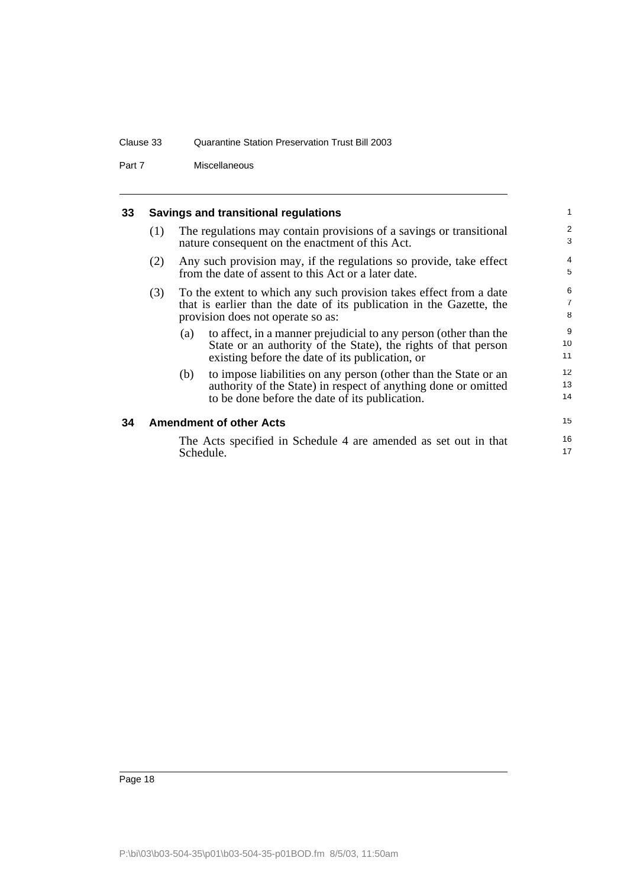### 33 Savings and transitional regulations

(1) The regulations may contain provisions of a savings or transitional nature consequent on the enactment of this Act.

(2) Any such provision may, if the regulations so provide, take effect from the date of assent to this Act or a later date.

(3) To the extent to which any such provision takes effect from a date that is earlier than the date of its publication in the Gazette, the provision does not operate so as:

(a) to affect, in a manner prejudicial to any person (other than the State or an authority of the State), the rights of that person existing before the date of its publication, or

(b) to impose liabilities on any person (other than the State or an authority of the State) in respect of anything done or omitted to be done before the date of its publication.

### 34 Amendment of other Acts

The Acts specified in Schedule 4 are amended as set out in that Schedule.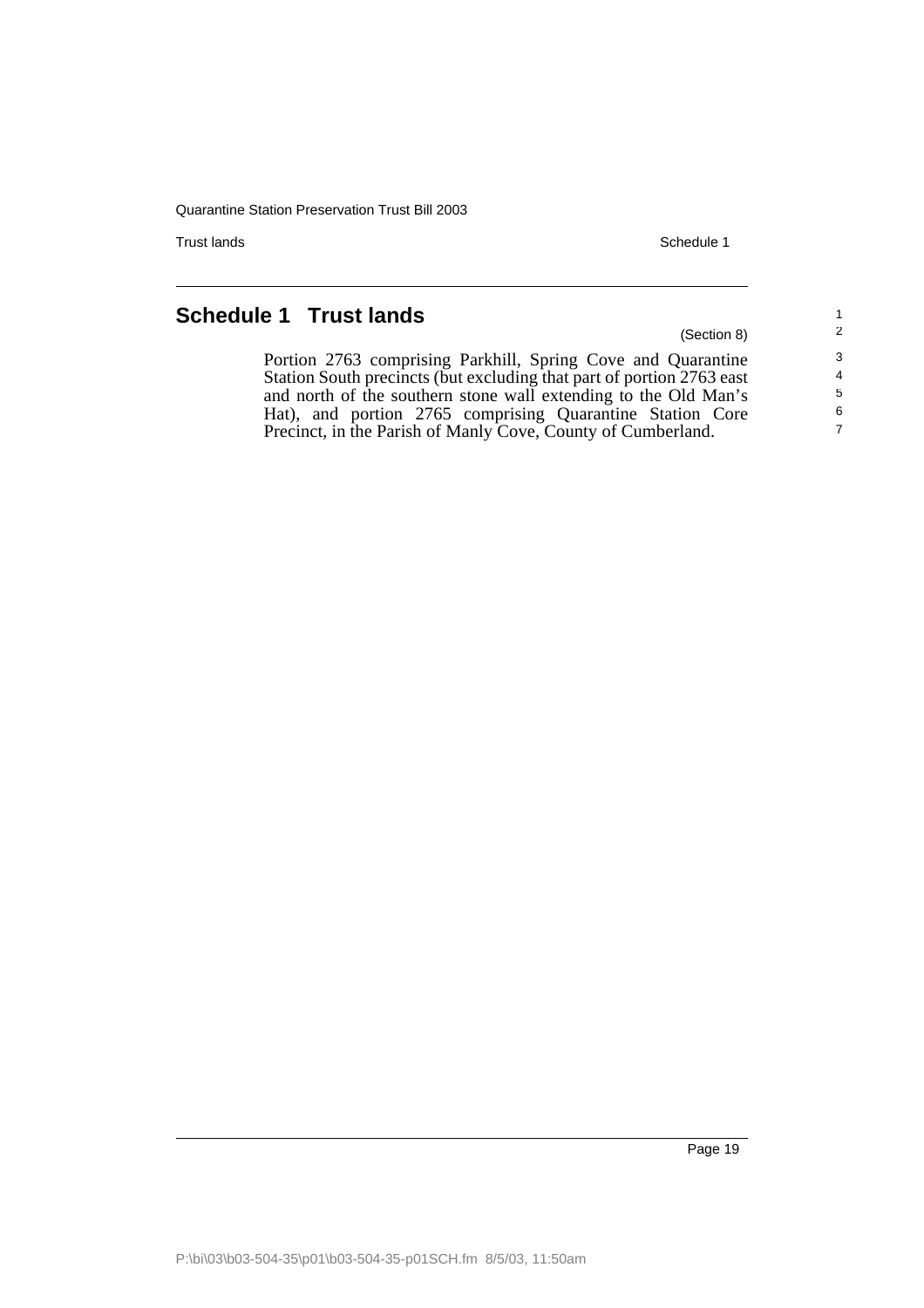# Schedule 1 Trust lands

(Section 8)

Portion 2763 comprising Parkhill, Spring Cove and Quarantine Station South precincts (but excluding that part of portion 2763 east and north of the southern stone wall extending to the Old Man's Hat), and portion 2765 comprising Quarantine Station Core Precinct, in the Parish of Manly Cove, County of Cumberland.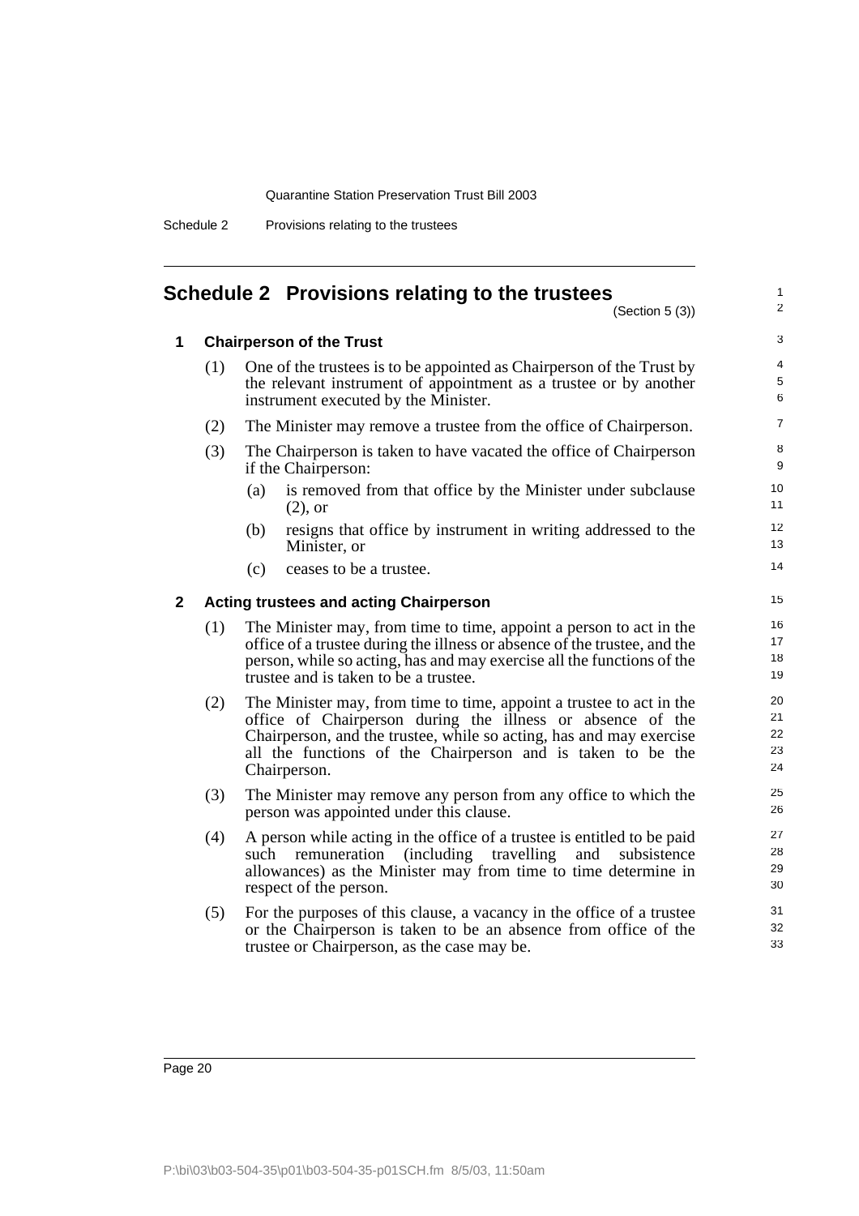# Schedule 2 Provisions relating to the trustees

(Section 5 (3))

## 1 Chairperson of the Trust

(1) One of the trustees is to be appointed as Chairperson of the Trust by the relevant instrument of appointment as a trustee or by another instrument executed by the Minister.

(2) The Minister may remove a trustee from the office of Chairperson.

(3) The Chairperson is taken to have vacated the office of Chairperson if the Chairperson:

- (a) is removed from that office by the Minister under subclause (2), or
- (b) resigns that office by instrument in writing addressed to the Minister, or
- (c) ceases to be a trustee.

## 2 Acting trustees and acting Chairperson

(1) The Minister may, from time to time, appoint a person to act in the office of a trustee during the illness or absence of the trustee, and the person, while so acting, has and may exercise all the functions of the trustee and is taken to be a trustee.

(2) The Minister may, from time to time, appoint a trustee to act in the office of Chairperson during the illness or absence of the Chairperson, and the trustee, while so acting, has and may exercise all the functions of the Chairperson and is taken to be the Chairperson.

(3) The Minister may remove any person from any office to which the person was appointed under this clause.

(4) A person while acting in the office of a trustee is entitled to be paid such remuneration (including travelling and subsistence allowances) as the Minister may from time to time determine in respect of the person.

(5) For the purposes of this clause, a vacancy in the office of a trustee or the Chairperson is taken to be an absence from office of the trustee or Chairperson, as the case may be.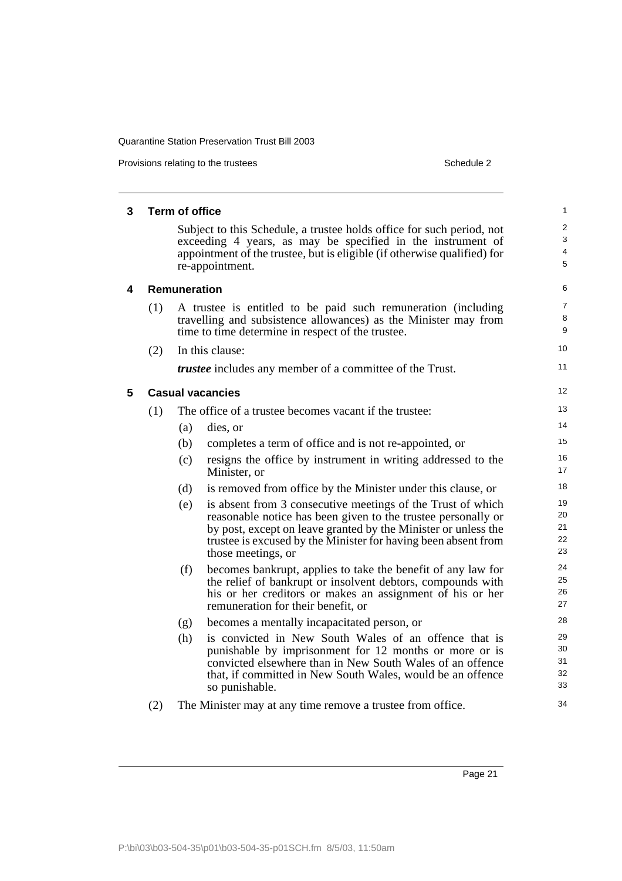## 3 Term of office

Subject to this Schedule, a trustee holds office for such period, not exceeding 4 years, as may be specified in the instrument of appointment of the trustee, but is eligible (if otherwise qualified) for re-appointment.

## 4 Remuneration

(1) A trustee is entitled to be paid such remuneration (including travelling and subsistence allowances) as the Minister may from time to time determine in respect of the trustee.

(2) In this clause:

***trustee*** includes any member of a committee of the Trust.

## 5 Casual vacancies

(1) The office of a trustee becomes vacant if the trustee:

- (a) dies, or
- (b) completes a term of office and is not re-appointed, or
- (c) resigns the office by instrument in writing addressed to the Minister, or
- (d) is removed from office by the Minister under this clause, or
- (e) is absent from 3 consecutive meetings of the Trust of which reasonable notice has been given to the trustee personally or by post, except on leave granted by the Minister or unless the trustee is excused by the Minister for having been absent from those meetings, or
- (f) becomes bankrupt, applies to take the benefit of any law for the relief of bankrupt or insolvent debtors, compounds with his or her creditors or makes an assignment of his or her remuneration for their benefit, or
- (g) becomes a mentally incapacitated person, or
- (h) is convicted in New South Wales of an offence that is punishable by imprisonment for 12 months or more or is convicted elsewhere than in New South Wales of an offence that, if committed in New South Wales, would be an offence so punishable.

(2) The Minister may at any time remove a trustee from office.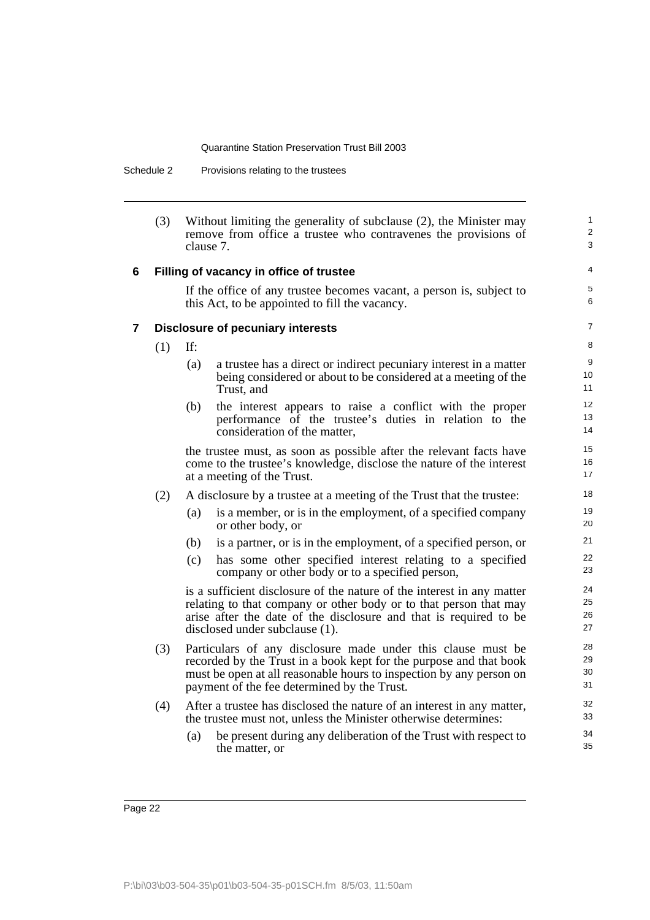(3) Without limiting the generality of subclause (2), the Minister may remove from office a trustee who contravenes the provisions of clause 7.

### 6 Filling of vacancy in office of trustee

If the office of any trustee becomes vacant, a person is, subject to this Act, to be appointed to fill the vacancy.

### 7 Disclosure of pecuniary interests

(1) If:

- (a) a trustee has a direct or indirect pecuniary interest in a matter being considered or about to be considered at a meeting of the Trust, and
- (b) the interest appears to raise a conflict with the proper performance of the trustee's duties in relation to the consideration of the matter,

the trustee must, as soon as possible after the relevant facts have come to the trustee's knowledge, disclose the nature of the interest at a meeting of the Trust.

(2) A disclosure by a trustee at a meeting of the Trust that the trustee:

- (a) is a member, or is in the employment, of a specified company or other body, or
- (b) is a partner, or is in the employment, of a specified person, or
- (c) has some other specified interest relating to a specified company or other body or to a specified person,

is a sufficient disclosure of the nature of the interest in any matter relating to that company or other body or to that person that may arise after the date of the disclosure and that is required to be disclosed under subclause (1).

(3) Particulars of any disclosure made under this clause must be recorded by the Trust in a book kept for the purpose and that book must be open at all reasonable hours to inspection by any person on payment of the fee determined by the Trust.

(4) After a trustee has disclosed the nature of an interest in any matter, the trustee must not, unless the Minister otherwise determines:

- (a) be present during any deliberation of the Trust with respect to the matter, or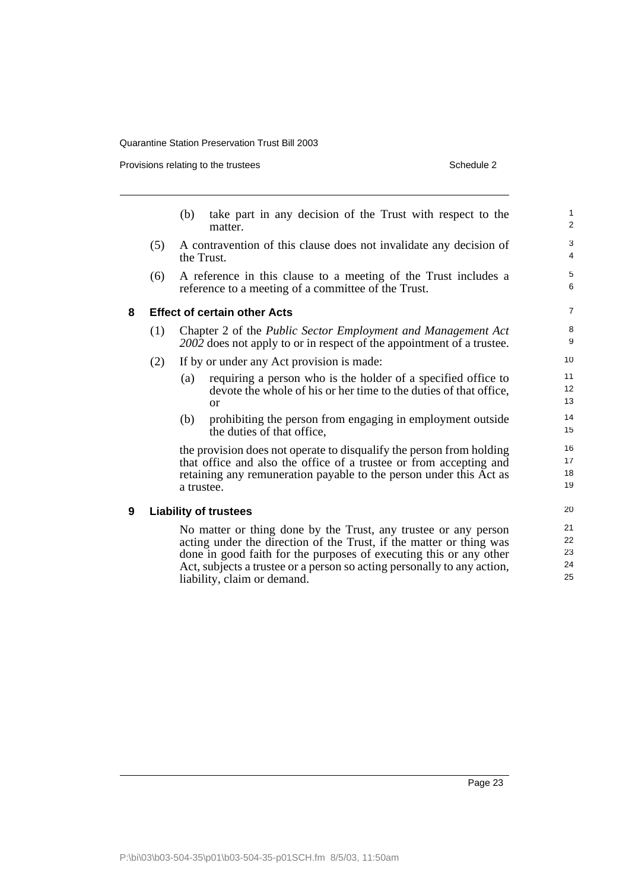(b) take part in any decision of the Trust with respect to the matter.

(5) A contravention of this clause does not invalidate any decision of the Trust.

(6) A reference in this clause to a meeting of the Trust includes a reference to a meeting of a committee of the Trust.

### 8 Effect of certain other Acts

(1) Chapter 2 of the *Public Sector Employment and Management Act 2002* does not apply to or in respect of the appointment of a trustee.

(2) If by or under any Act provision is made:

(a) requiring a person who is the holder of a specified office to devote the whole of his or her time to the duties of that office, or

(b) prohibiting the person from engaging in employment outside the duties of that office,

the provision does not operate to disqualify the person from holding that office and also the office of a trustee or from accepting and retaining any remuneration payable to the person under this Act as a trustee.

### 9 Liability of trustees

No matter or thing done by the Trust, any trustee or any person acting under the direction of the Trust, if the matter or thing was done in good faith for the purposes of executing this or any other Act, subjects a trustee or a person so acting personally to any action, liability, claim or demand.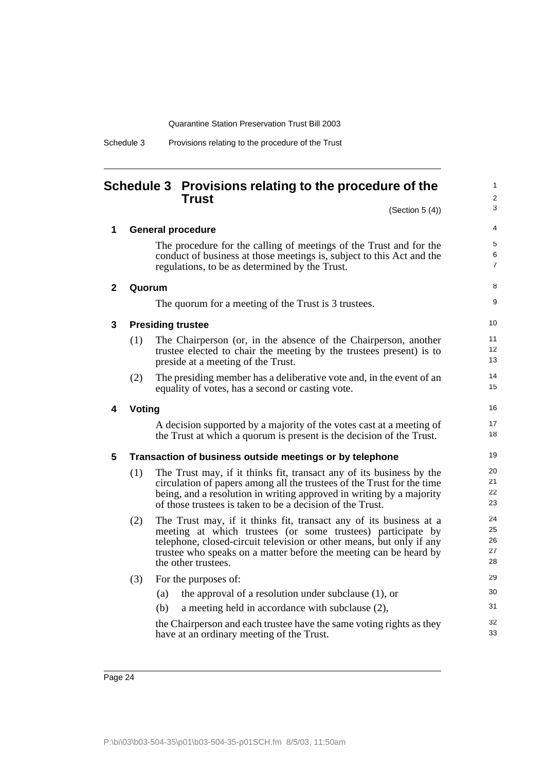# Schedule 3 Provisions relating to the procedure of the Trust

(Section 5 (4))

## 1 General procedure

The procedure for the calling of meetings of the Trust and for the conduct of business at those meetings is, subject to this Act and the regulations, to be as determined by the Trust.

## 2 Quorum

The quorum for a meeting of the Trust is 3 trustees.

## 3 Presiding trustee

(1) The Chairperson (or, in the absence of the Chairperson, another trustee elected to chair the meeting by the trustees present) is to preside at a meeting of the Trust.

(2) The presiding member has a deliberative vote and, in the event of an equality of votes, has a second or casting vote.

## 4 Voting

A decision supported by a majority of the votes cast at a meeting of the Trust at which a quorum is present is the decision of the Trust.

## 5 Transaction of business outside meetings or by telephone

(1) The Trust may, if it thinks fit, transact any of its business by the circulation of papers among all the trustees of the Trust for the time being, and a resolution in writing approved in writing by a majority of those trustees is taken to be a decision of the Trust.

(2) The Trust may, if it thinks fit, transact any of its business at a meeting at which trustees (or some trustees) participate by telephone, closed-circuit television or other means, but only if any trustee who speaks on a matter before the meeting can be heard by the other trustees.

(3) For the purposes of:

(a) the approval of a resolution under subclause (1), or

(b) a meeting held in accordance with subclause (2),

the Chairperson and each trustee have the same voting rights as they have at an ordinary meeting of the Trust.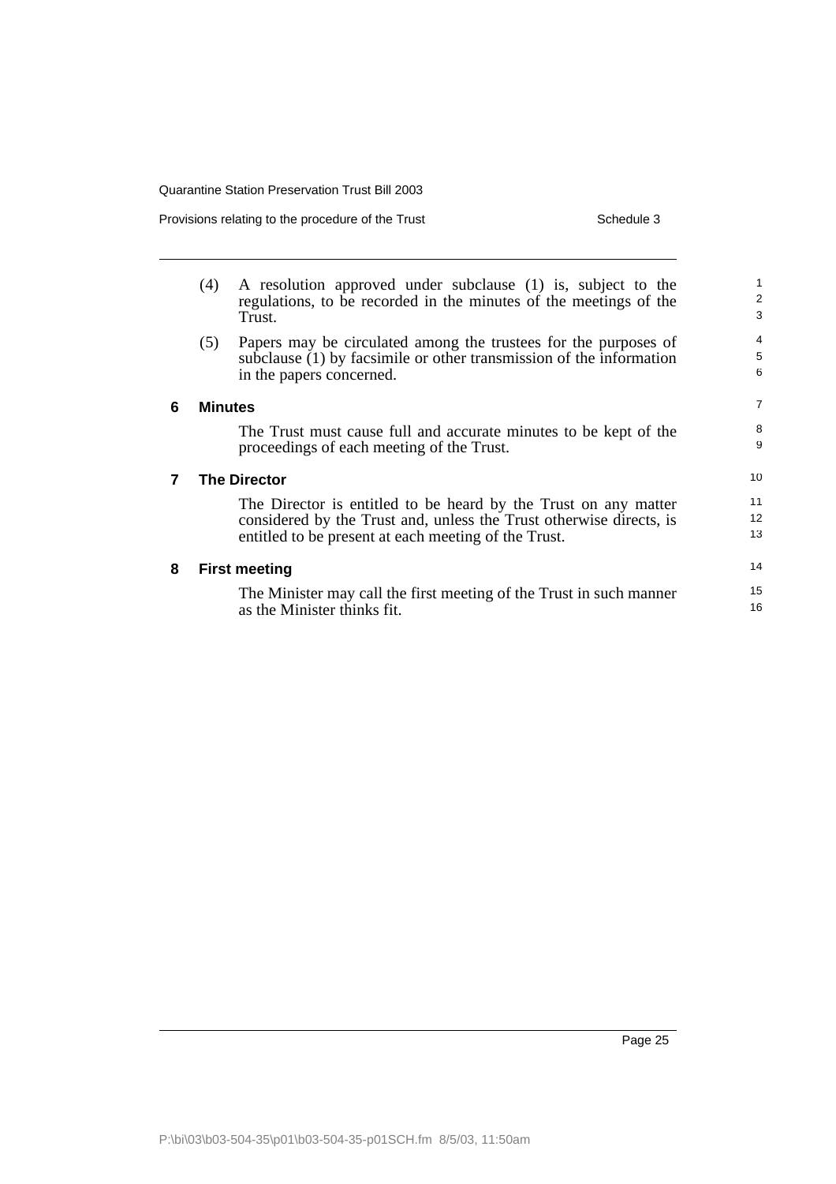(4) A resolution approved under subclause (1) is, subject to the regulations, to be recorded in the minutes of the meetings of the Trust.

(5) Papers may be circulated among the trustees for the purposes of subclause (1) by facsimile or other transmission of the information in the papers concerned.

### 6 Minutes

The Trust must cause full and accurate minutes to be kept of the proceedings of each meeting of the Trust.

### 7 The Director

The Director is entitled to be heard by the Trust on any matter considered by the Trust and, unless the Trust otherwise directs, is entitled to be present at each meeting of the Trust.

### 8 First meeting

The Minister may call the first meeting of the Trust in such manner as the Minister thinks fit.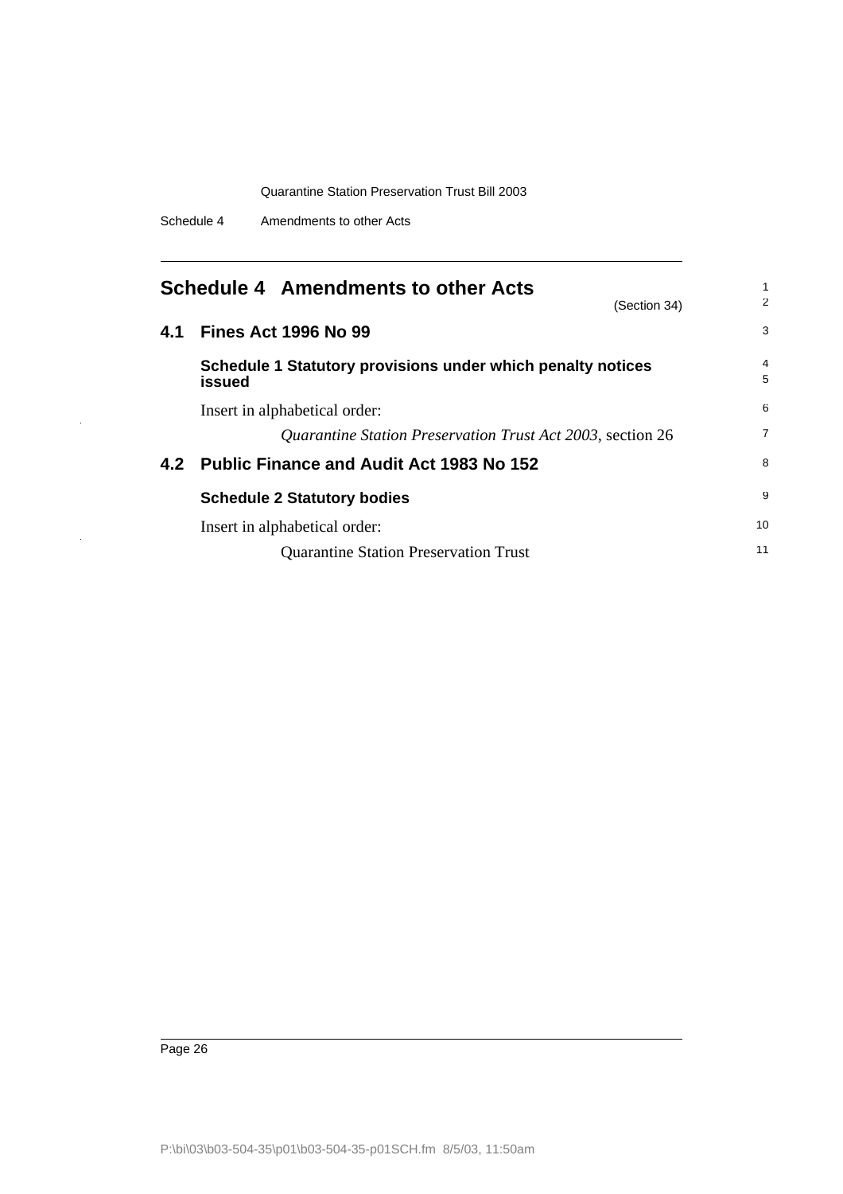# Schedule 4 Amendments to other Acts

(Section 34)

## 4.1 Fines Act 1996 No 99

### Schedule 1 Statutory provisions under which penalty notices issued

Insert in alphabetical order:

*Quarantine Station Preservation Trust Act 2003*, section 26

## 4.2 Public Finance and Audit Act 1983 No 152

### Schedule 2 Statutory bodies

Insert in alphabetical order:

Quarantine Station Preservation Trust